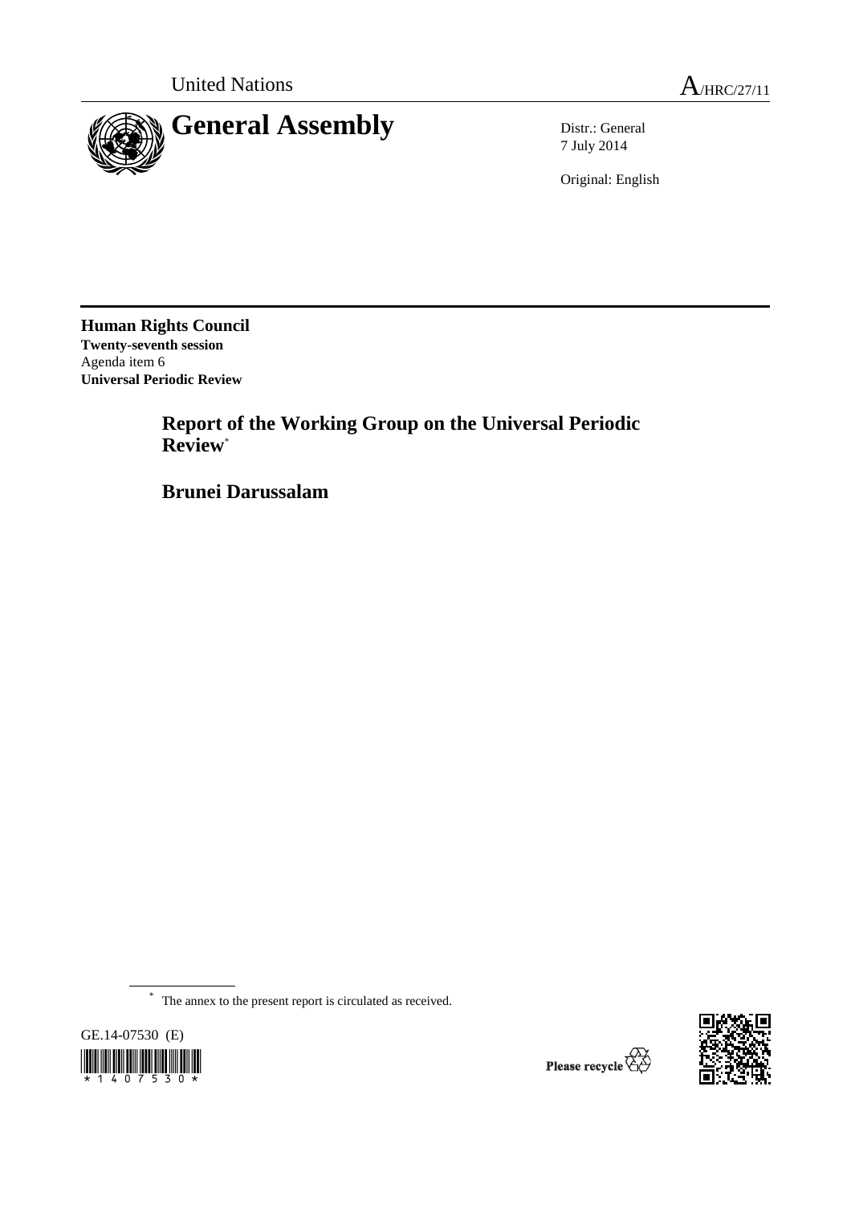United Nations A/HRC/27/11

# General Assembly

Distr.: General
7 July 2014

Original: English

**Human Rights Council**
**Twenty-seventh session**
Agenda item 6
**Universal Periodic Review**

## Report of the Working Group on the Universal Periodic Review*

## Brunei Darussalam

* The annex to the present report is circulated as received.

GE.14-07530 (E)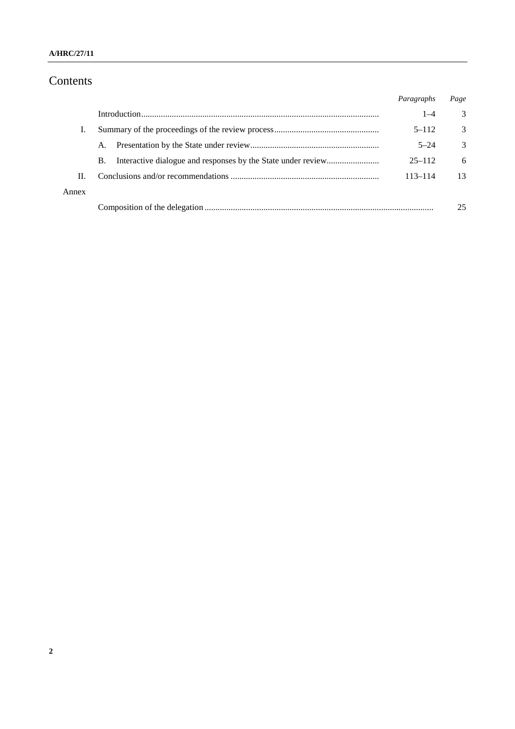# Contents

| | | *Paragraphs* | *Page* |
|---|---|---|---|
| | Introduction | 1–4 | 3 |
| I. | Summary of the proceedings of the review process | 5–112 | 3 |
| | A. Presentation by the State under review | 5–24 | 3 |
| | B. Interactive dialogue and responses by the State under review | 25–112 | 6 |
| II. | Conclusions and/or recommendations | 113–114 | 13 |
| Annex | | | |
| | Composition of the delegation | | 25 |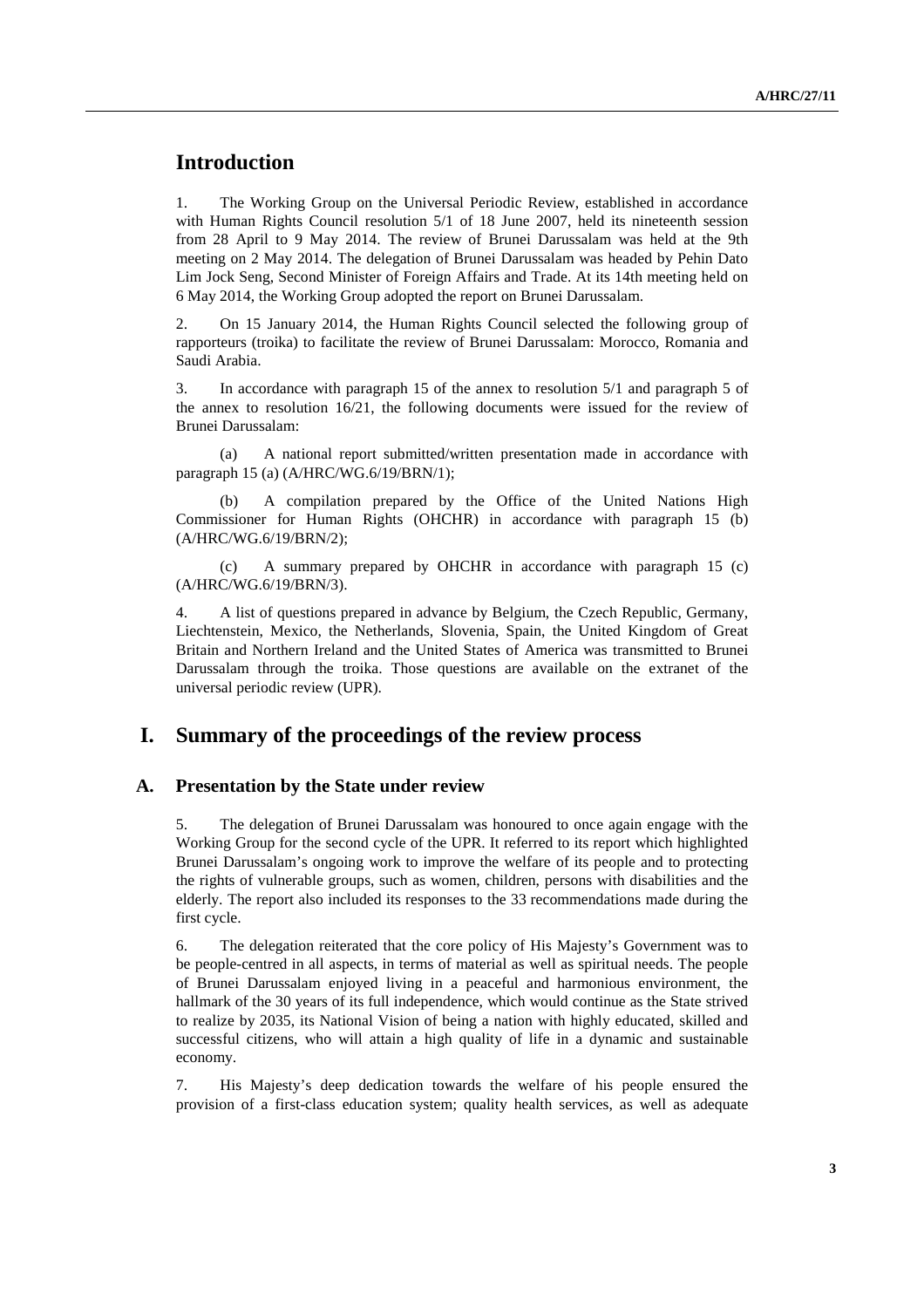# Introduction

1. The Working Group on the Universal Periodic Review, established in accordance with Human Rights Council resolution 5/1 of 18 June 2007, held its nineteenth session from 28 April to 9 May 2014. The review of Brunei Darussalam was held at the 9th meeting on 2 May 2014. The delegation of Brunei Darussalam was headed by Pehin Dato Lim Jock Seng, Second Minister of Foreign Affairs and Trade. At its 14th meeting held on 6 May 2014, the Working Group adopted the report on Brunei Darussalam.

2. On 15 January 2014, the Human Rights Council selected the following group of rapporteurs (troika) to facilitate the review of Brunei Darussalam: Morocco, Romania and Saudi Arabia.

3. In accordance with paragraph 15 of the annex to resolution 5/1 and paragraph 5 of the annex to resolution 16/21, the following documents were issued for the review of Brunei Darussalam:

(a) A national report submitted/written presentation made in accordance with paragraph 15 (a) (A/HRC/WG.6/19/BRN/1);

(b) A compilation prepared by the Office of the United Nations High Commissioner for Human Rights (OHCHR) in accordance with paragraph 15 (b) (A/HRC/WG.6/19/BRN/2);

(c) A summary prepared by OHCHR in accordance with paragraph 15 (c) (A/HRC/WG.6/19/BRN/3).

4. A list of questions prepared in advance by Belgium, the Czech Republic, Germany, Liechtenstein, Mexico, the Netherlands, Slovenia, Spain, the United Kingdom of Great Britain and Northern Ireland and the United States of America was transmitted to Brunei Darussalam through the troika. Those questions are available on the extranet of the universal periodic review (UPR).

# I. Summary of the proceedings of the review process

## A. Presentation by the State under review

5. The delegation of Brunei Darussalam was honoured to once again engage with the Working Group for the second cycle of the UPR. It referred to its report which highlighted Brunei Darussalam's ongoing work to improve the welfare of its people and to protecting the rights of vulnerable groups, such as women, children, persons with disabilities and the elderly. The report also included its responses to the 33 recommendations made during the first cycle.

6. The delegation reiterated that the core policy of His Majesty's Government was to be people-centred in all aspects, in terms of material as well as spiritual needs. The people of Brunei Darussalam enjoyed living in a peaceful and harmonious environment, the hallmark of the 30 years of its full independence, which would continue as the State strived to realize by 2035, its National Vision of being a nation with highly educated, skilled and successful citizens, who will attain a high quality of life in a dynamic and sustainable economy.

7. His Majesty's deep dedication towards the welfare of his people ensured the provision of a first-class education system; quality health services, as well as adequate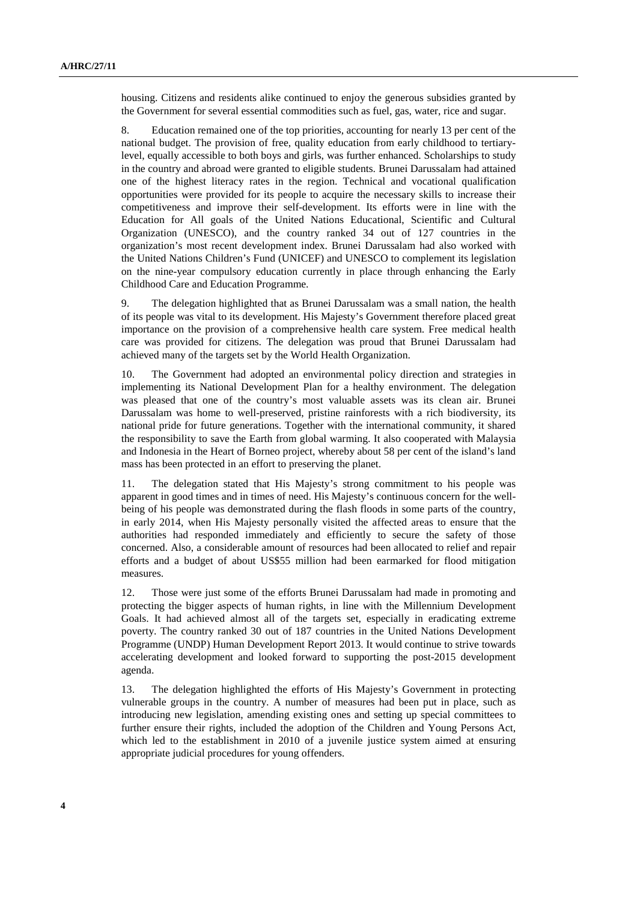housing. Citizens and residents alike continued to enjoy the generous subsidies granted by the Government for several essential commodities such as fuel, gas, water, rice and sugar.

8. Education remained one of the top priorities, accounting for nearly 13 per cent of the national budget. The provision of free, quality education from early childhood to tertiary-level, equally accessible to both boys and girls, was further enhanced. Scholarships to study in the country and abroad were granted to eligible students. Brunei Darussalam had attained one of the highest literacy rates in the region. Technical and vocational qualification opportunities were provided for its people to acquire the necessary skills to increase their competitiveness and improve their self-development. Its efforts were in line with the Education for All goals of the United Nations Educational, Scientific and Cultural Organization (UNESCO), and the country ranked 34 out of 127 countries in the organization's most recent development index. Brunei Darussalam had also worked with the United Nations Children's Fund (UNICEF) and UNESCO to complement its legislation on the nine-year compulsory education currently in place through enhancing the Early Childhood Care and Education Programme.

9. The delegation highlighted that as Brunei Darussalam was a small nation, the health of its people was vital to its development. His Majesty's Government therefore placed great importance on the provision of a comprehensive health care system. Free medical health care was provided for citizens. The delegation was proud that Brunei Darussalam had achieved many of the targets set by the World Health Organization.

10. The Government had adopted an environmental policy direction and strategies in implementing its National Development Plan for a healthy environment. The delegation was pleased that one of the country's most valuable assets was its clean air. Brunei Darussalam was home to well-preserved, pristine rainforests with a rich biodiversity, its national pride for future generations. Together with the international community, it shared the responsibility to save the Earth from global warming. It also cooperated with Malaysia and Indonesia in the Heart of Borneo project, whereby about 58 per cent of the island's land mass has been protected in an effort to preserving the planet.

11. The delegation stated that His Majesty's strong commitment to his people was apparent in good times and in times of need. His Majesty's continuous concern for the well-being of his people was demonstrated during the flash floods in some parts of the country, in early 2014, when His Majesty personally visited the affected areas to ensure that the authorities had responded immediately and efficiently to secure the safety of those concerned. Also, a considerable amount of resources had been allocated to relief and repair efforts and a budget of about US$55 million had been earmarked for flood mitigation measures.

12. Those were just some of the efforts Brunei Darussalam had made in promoting and protecting the bigger aspects of human rights, in line with the Millennium Development Goals. It had achieved almost all of the targets set, especially in eradicating extreme poverty. The country ranked 30 out of 187 countries in the United Nations Development Programme (UNDP) Human Development Report 2013. It would continue to strive towards accelerating development and looked forward to supporting the post-2015 development agenda.

13. The delegation highlighted the efforts of His Majesty's Government in protecting vulnerable groups in the country. A number of measures had been put in place, such as introducing new legislation, amending existing ones and setting up special committees to further ensure their rights, included the adoption of the Children and Young Persons Act, which led to the establishment in 2010 of a juvenile justice system aimed at ensuring appropriate judicial procedures for young offenders.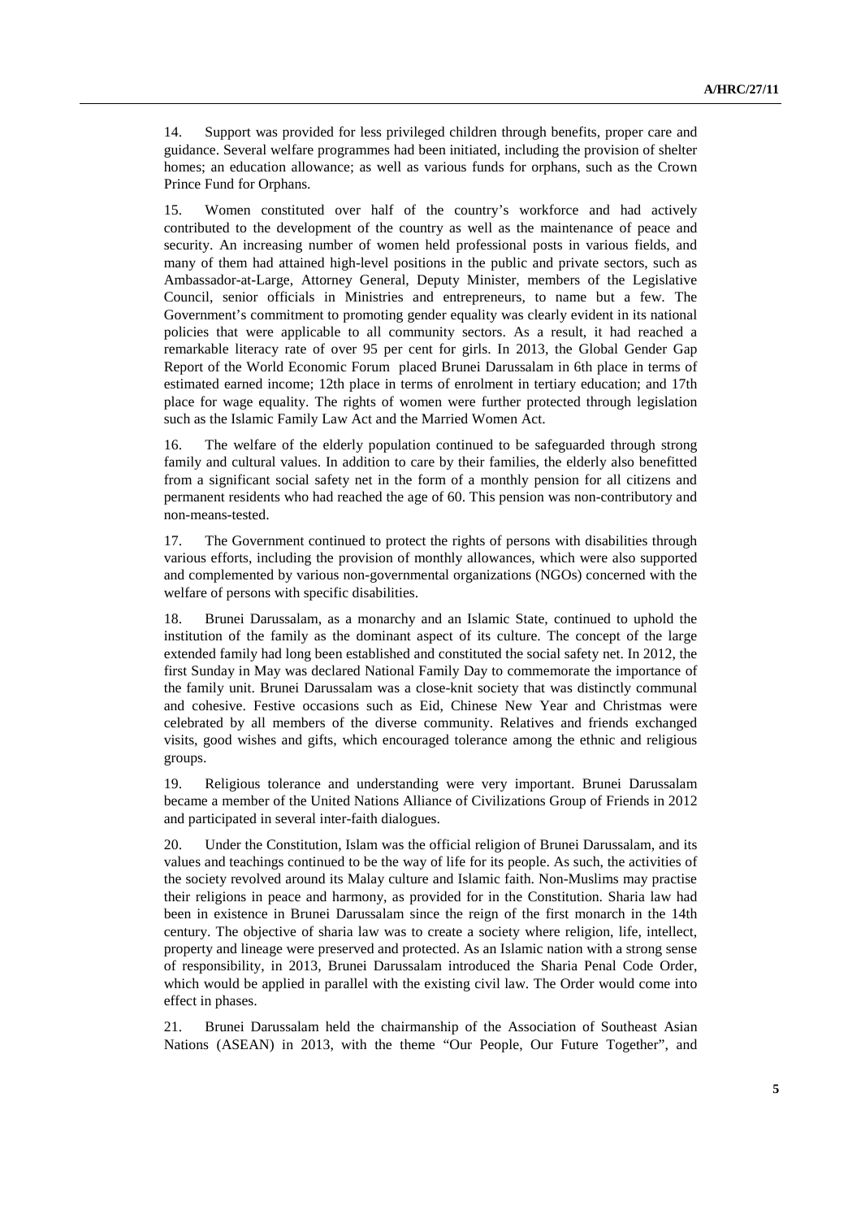14. Support was provided for less privileged children through benefits, proper care and guidance. Several welfare programmes had been initiated, including the provision of shelter homes; an education allowance; as well as various funds for orphans, such as the Crown Prince Fund for Orphans.

15. Women constituted over half of the country's workforce and had actively contributed to the development of the country as well as the maintenance of peace and security. An increasing number of women held professional posts in various fields, and many of them had attained high-level positions in the public and private sectors, such as Ambassador-at-Large, Attorney General, Deputy Minister, members of the Legislative Council, senior officials in Ministries and entrepreneurs, to name but a few. The Government's commitment to promoting gender equality was clearly evident in its national policies that were applicable to all community sectors. As a result, it had reached a remarkable literacy rate of over 95 per cent for girls. In 2013, the Global Gender Gap Report of the World Economic Forum placed Brunei Darussalam in 6th place in terms of estimated earned income; 12th place in terms of enrolment in tertiary education; and 17th place for wage equality. The rights of women were further protected through legislation such as the Islamic Family Law Act and the Married Women Act.

16. The welfare of the elderly population continued to be safeguarded through strong family and cultural values. In addition to care by their families, the elderly also benefitted from a significant social safety net in the form of a monthly pension for all citizens and permanent residents who had reached the age of 60. This pension was non-contributory and non-means-tested.

17. The Government continued to protect the rights of persons with disabilities through various efforts, including the provision of monthly allowances, which were also supported and complemented by various non-governmental organizations (NGOs) concerned with the welfare of persons with specific disabilities.

18. Brunei Darussalam, as a monarchy and an Islamic State, continued to uphold the institution of the family as the dominant aspect of its culture. The concept of the large extended family had long been established and constituted the social safety net. In 2012, the first Sunday in May was declared National Family Day to commemorate the importance of the family unit. Brunei Darussalam was a close-knit society that was distinctly communal and cohesive. Festive occasions such as Eid, Chinese New Year and Christmas were celebrated by all members of the diverse community. Relatives and friends exchanged visits, good wishes and gifts, which encouraged tolerance among the ethnic and religious groups.

19. Religious tolerance and understanding were very important. Brunei Darussalam became a member of the United Nations Alliance of Civilizations Group of Friends in 2012 and participated in several inter-faith dialogues.

20. Under the Constitution, Islam was the official religion of Brunei Darussalam, and its values and teachings continued to be the way of life for its people. As such, the activities of the society revolved around its Malay culture and Islamic faith. Non-Muslims may practise their religions in peace and harmony, as provided for in the Constitution. Sharia law had been in existence in Brunei Darussalam since the reign of the first monarch in the 14th century. The objective of sharia law was to create a society where religion, life, intellect, property and lineage were preserved and protected. As an Islamic nation with a strong sense of responsibility, in 2013, Brunei Darussalam introduced the Sharia Penal Code Order, which would be applied in parallel with the existing civil law. The Order would come into effect in phases.

21. Brunei Darussalam held the chairmanship of the Association of Southeast Asian Nations (ASEAN) in 2013, with the theme "Our People, Our Future Together", and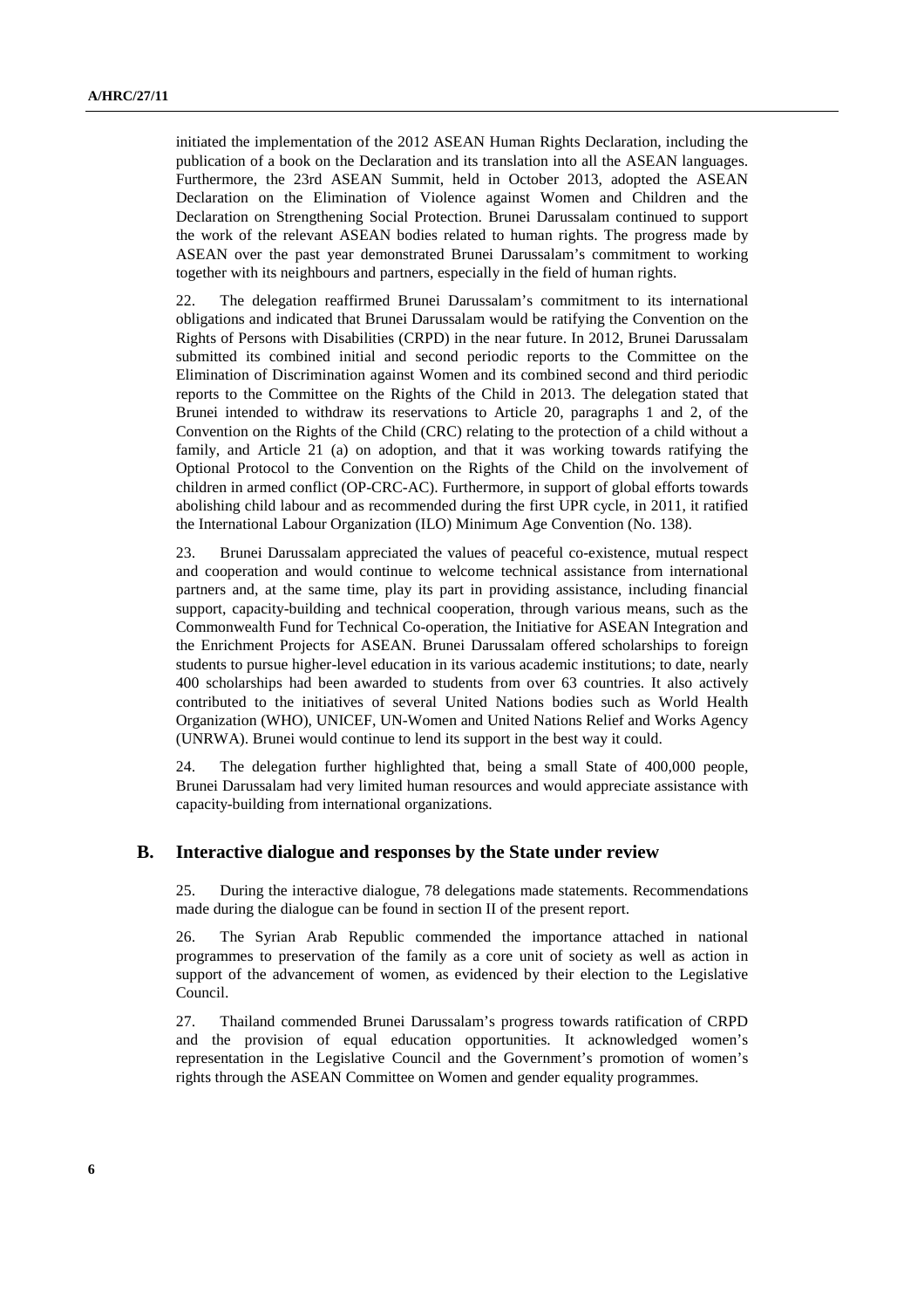initiated the implementation of the 2012 ASEAN Human Rights Declaration, including the publication of a book on the Declaration and its translation into all the ASEAN languages. Furthermore, the 23rd ASEAN Summit, held in October 2013, adopted the ASEAN Declaration on the Elimination of Violence against Women and Children and the Declaration on Strengthening Social Protection. Brunei Darussalam continued to support the work of the relevant ASEAN bodies related to human rights. The progress made by ASEAN over the past year demonstrated Brunei Darussalam's commitment to working together with its neighbours and partners, especially in the field of human rights.

22. The delegation reaffirmed Brunei Darussalam's commitment to its international obligations and indicated that Brunei Darussalam would be ratifying the Convention on the Rights of Persons with Disabilities (CRPD) in the near future. In 2012, Brunei Darussalam submitted its combined initial and second periodic reports to the Committee on the Elimination of Discrimination against Women and its combined second and third periodic reports to the Committee on the Rights of the Child in 2013. The delegation stated that Brunei intended to withdraw its reservations to Article 20, paragraphs 1 and 2, of the Convention on the Rights of the Child (CRC) relating to the protection of a child without a family, and Article 21 (a) on adoption, and that it was working towards ratifying the Optional Protocol to the Convention on the Rights of the Child on the involvement of children in armed conflict (OP-CRC-AC). Furthermore, in support of global efforts towards abolishing child labour and as recommended during the first UPR cycle, in 2011, it ratified the International Labour Organization (ILO) Minimum Age Convention (No. 138).

23. Brunei Darussalam appreciated the values of peaceful co-existence, mutual respect and cooperation and would continue to welcome technical assistance from international partners and, at the same time, play its part in providing assistance, including financial support, capacity-building and technical cooperation, through various means, such as the Commonwealth Fund for Technical Co-operation, the Initiative for ASEAN Integration and the Enrichment Projects for ASEAN. Brunei Darussalam offered scholarships to foreign students to pursue higher-level education in its various academic institutions; to date, nearly 400 scholarships had been awarded to students from over 63 countries. It also actively contributed to the initiatives of several United Nations bodies such as World Health Organization (WHO), UNICEF, UN-Women and United Nations Relief and Works Agency (UNRWA). Brunei would continue to lend its support in the best way it could.

24. The delegation further highlighted that, being a small State of 400,000 people, Brunei Darussalam had very limited human resources and would appreciate assistance with capacity-building from international organizations.

## B. Interactive dialogue and responses by the State under review

25. During the interactive dialogue, 78 delegations made statements. Recommendations made during the dialogue can be found in section II of the present report.

26. The Syrian Arab Republic commended the importance attached in national programmes to preservation of the family as a core unit of society as well as action in support of the advancement of women, as evidenced by their election to the Legislative Council.

27. Thailand commended Brunei Darussalam's progress towards ratification of CRPD and the provision of equal education opportunities. It acknowledged women's representation in the Legislative Council and the Government's promotion of women's rights through the ASEAN Committee on Women and gender equality programmes.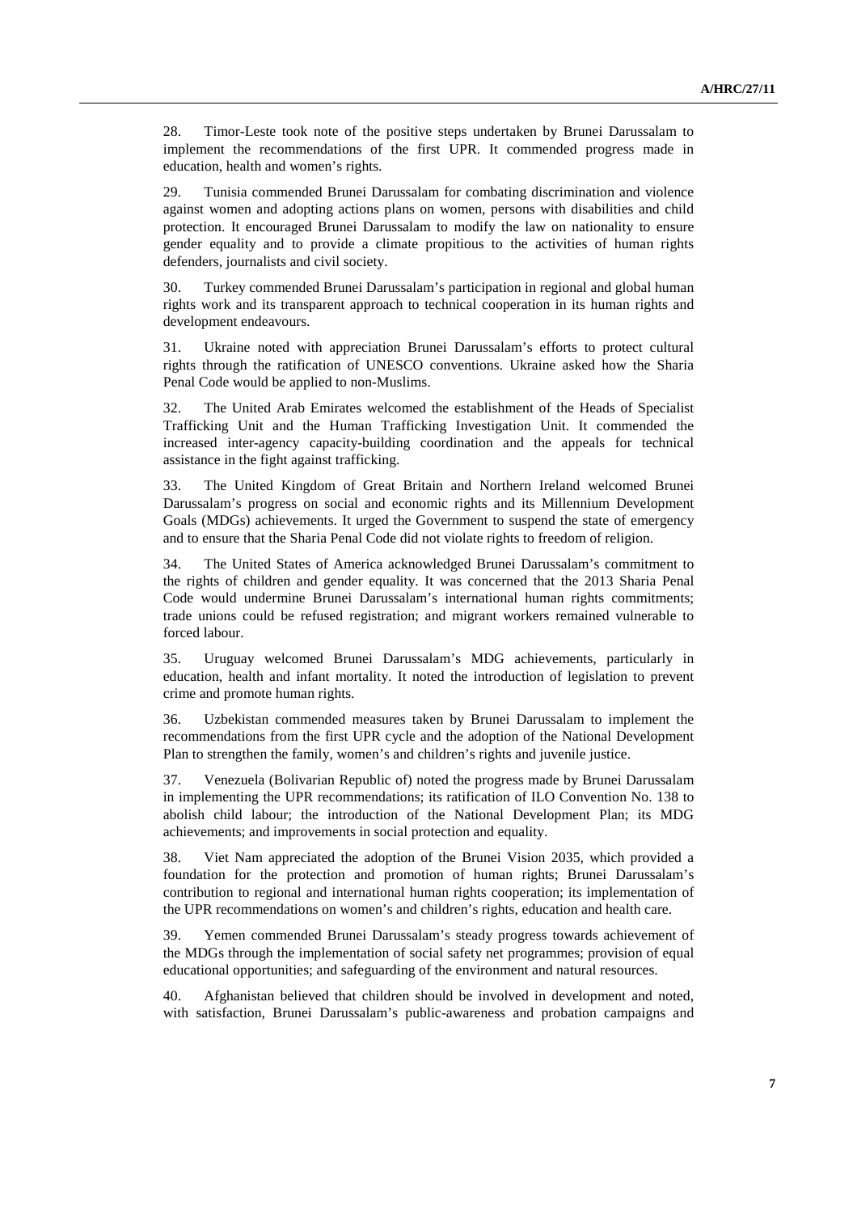28. Timor-Leste took note of the positive steps undertaken by Brunei Darussalam to implement the recommendations of the first UPR. It commended progress made in education, health and women's rights.

29. Tunisia commended Brunei Darussalam for combating discrimination and violence against women and adopting actions plans on women, persons with disabilities and child protection. It encouraged Brunei Darussalam to modify the law on nationality to ensure gender equality and to provide a climate propitious to the activities of human rights defenders, journalists and civil society.

30. Turkey commended Brunei Darussalam's participation in regional and global human rights work and its transparent approach to technical cooperation in its human rights and development endeavours.

31. Ukraine noted with appreciation Brunei Darussalam's efforts to protect cultural rights through the ratification of UNESCO conventions. Ukraine asked how the Sharia Penal Code would be applied to non-Muslims.

32. The United Arab Emirates welcomed the establishment of the Heads of Specialist Trafficking Unit and the Human Trafficking Investigation Unit. It commended the increased inter-agency capacity-building coordination and the appeals for technical assistance in the fight against trafficking.

33. The United Kingdom of Great Britain and Northern Ireland welcomed Brunei Darussalam's progress on social and economic rights and its Millennium Development Goals (MDGs) achievements. It urged the Government to suspend the state of emergency and to ensure that the Sharia Penal Code did not violate rights to freedom of religion.

34. The United States of America acknowledged Brunei Darussalam's commitment to the rights of children and gender equality. It was concerned that the 2013 Sharia Penal Code would undermine Brunei Darussalam's international human rights commitments; trade unions could be refused registration; and migrant workers remained vulnerable to forced labour.

35. Uruguay welcomed Brunei Darussalam's MDG achievements, particularly in education, health and infant mortality. It noted the introduction of legislation to prevent crime and promote human rights.

36. Uzbekistan commended measures taken by Brunei Darussalam to implement the recommendations from the first UPR cycle and the adoption of the National Development Plan to strengthen the family, women's and children's rights and juvenile justice.

37. Venezuela (Bolivarian Republic of) noted the progress made by Brunei Darussalam in implementing the UPR recommendations; its ratification of ILO Convention No. 138 to abolish child labour; the introduction of the National Development Plan; its MDG achievements; and improvements in social protection and equality.

38. Viet Nam appreciated the adoption of the Brunei Vision 2035, which provided a foundation for the protection and promotion of human rights; Brunei Darussalam's contribution to regional and international human rights cooperation; its implementation of the UPR recommendations on women's and children's rights, education and health care.

39. Yemen commended Brunei Darussalam's steady progress towards achievement of the MDGs through the implementation of social safety net programmes; provision of equal educational opportunities; and safeguarding of the environment and natural resources.

40. Afghanistan believed that children should be involved in development and noted, with satisfaction, Brunei Darussalam's public-awareness and probation campaigns and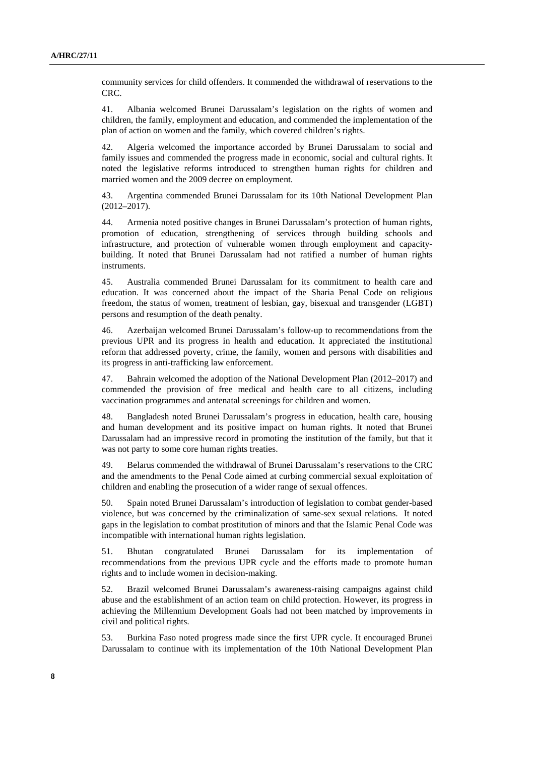community services for child offenders. It commended the withdrawal of reservations to the CRC.

41. Albania welcomed Brunei Darussalam's legislation on the rights of women and children, the family, employment and education, and commended the implementation of the plan of action on women and the family, which covered children's rights.

42. Algeria welcomed the importance accorded by Brunei Darussalam to social and family issues and commended the progress made in economic, social and cultural rights. It noted the legislative reforms introduced to strengthen human rights for children and married women and the 2009 decree on employment.

43. Argentina commended Brunei Darussalam for its 10th National Development Plan (2012–2017).

44. Armenia noted positive changes in Brunei Darussalam's protection of human rights, promotion of education, strengthening of services through building schools and infrastructure, and protection of vulnerable women through employment and capacity-building. It noted that Brunei Darussalam had not ratified a number of human rights instruments.

45. Australia commended Brunei Darussalam for its commitment to health care and education. It was concerned about the impact of the Sharia Penal Code on religious freedom, the status of women, treatment of lesbian, gay, bisexual and transgender (LGBT) persons and resumption of the death penalty.

46. Azerbaijan welcomed Brunei Darussalam's follow-up to recommendations from the previous UPR and its progress in health and education. It appreciated the institutional reform that addressed poverty, crime, the family, women and persons with disabilities and its progress in anti-trafficking law enforcement.

47. Bahrain welcomed the adoption of the National Development Plan (2012–2017) and commended the provision of free medical and health care to all citizens, including vaccination programmes and antenatal screenings for children and women.

48. Bangladesh noted Brunei Darussalam's progress in education, health care, housing and human development and its positive impact on human rights. It noted that Brunei Darussalam had an impressive record in promoting the institution of the family, but that it was not party to some core human rights treaties.

49. Belarus commended the withdrawal of Brunei Darussalam's reservations to the CRC and the amendments to the Penal Code aimed at curbing commercial sexual exploitation of children and enabling the prosecution of a wider range of sexual offences.

50. Spain noted Brunei Darussalam's introduction of legislation to combat gender-based violence, but was concerned by the criminalization of same-sex sexual relations. It noted gaps in the legislation to combat prostitution of minors and that the Islamic Penal Code was incompatible with international human rights legislation.

51. Bhutan congratulated Brunei Darussalam for its implementation of recommendations from the previous UPR cycle and the efforts made to promote human rights and to include women in decision-making.

52. Brazil welcomed Brunei Darussalam's awareness-raising campaigns against child abuse and the establishment of an action team on child protection. However, its progress in achieving the Millennium Development Goals had not been matched by improvements in civil and political rights.

53. Burkina Faso noted progress made since the first UPR cycle. It encouraged Brunei Darussalam to continue with its implementation of the 10th National Development Plan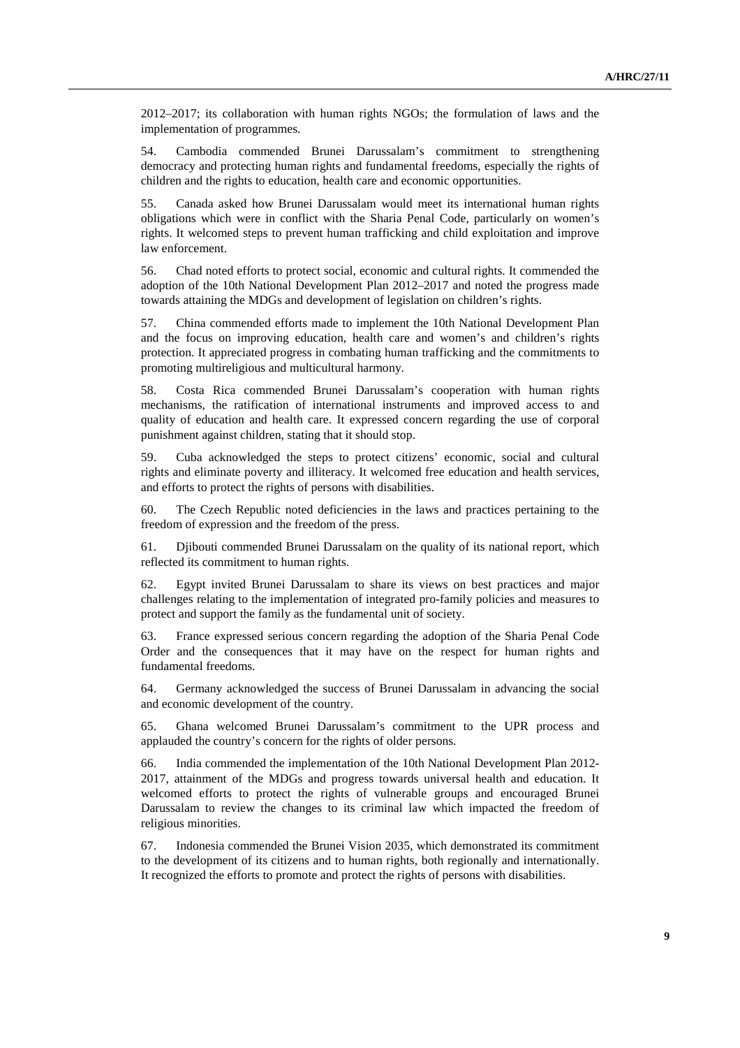2012–2017; its collaboration with human rights NGOs; the formulation of laws and the implementation of programmes.

54. Cambodia commended Brunei Darussalam's commitment to strengthening democracy and protecting human rights and fundamental freedoms, especially the rights of children and the rights to education, health care and economic opportunities.

55. Canada asked how Brunei Darussalam would meet its international human rights obligations which were in conflict with the Sharia Penal Code, particularly on women's rights. It welcomed steps to prevent human trafficking and child exploitation and improve law enforcement.

56. Chad noted efforts to protect social, economic and cultural rights. It commended the adoption of the 10th National Development Plan 2012–2017 and noted the progress made towards attaining the MDGs and development of legislation on children's rights.

57. China commended efforts made to implement the 10th National Development Plan and the focus on improving education, health care and women's and children's rights protection. It appreciated progress in combating human trafficking and the commitments to promoting multireligious and multicultural harmony.

58. Costa Rica commended Brunei Darussalam's cooperation with human rights mechanisms, the ratification of international instruments and improved access to and quality of education and health care. It expressed concern regarding the use of corporal punishment against children, stating that it should stop.

59. Cuba acknowledged the steps to protect citizens' economic, social and cultural rights and eliminate poverty and illiteracy. It welcomed free education and health services, and efforts to protect the rights of persons with disabilities.

60. The Czech Republic noted deficiencies in the laws and practices pertaining to the freedom of expression and the freedom of the press.

61. Djibouti commended Brunei Darussalam on the quality of its national report, which reflected its commitment to human rights.

62. Egypt invited Brunei Darussalam to share its views on best practices and major challenges relating to the implementation of integrated pro-family policies and measures to protect and support the family as the fundamental unit of society.

63. France expressed serious concern regarding the adoption of the Sharia Penal Code Order and the consequences that it may have on the respect for human rights and fundamental freedoms.

64. Germany acknowledged the success of Brunei Darussalam in advancing the social and economic development of the country.

65. Ghana welcomed Brunei Darussalam's commitment to the UPR process and applauded the country's concern for the rights of older persons.

66. India commended the implementation of the 10th National Development Plan 2012-2017, attainment of the MDGs and progress towards universal health and education. It welcomed efforts to protect the rights of vulnerable groups and encouraged Brunei Darussalam to review the changes to its criminal law which impacted the freedom of religious minorities.

67. Indonesia commended the Brunei Vision 2035, which demonstrated its commitment to the development of its citizens and to human rights, both regionally and internationally. It recognized the efforts to promote and protect the rights of persons with disabilities.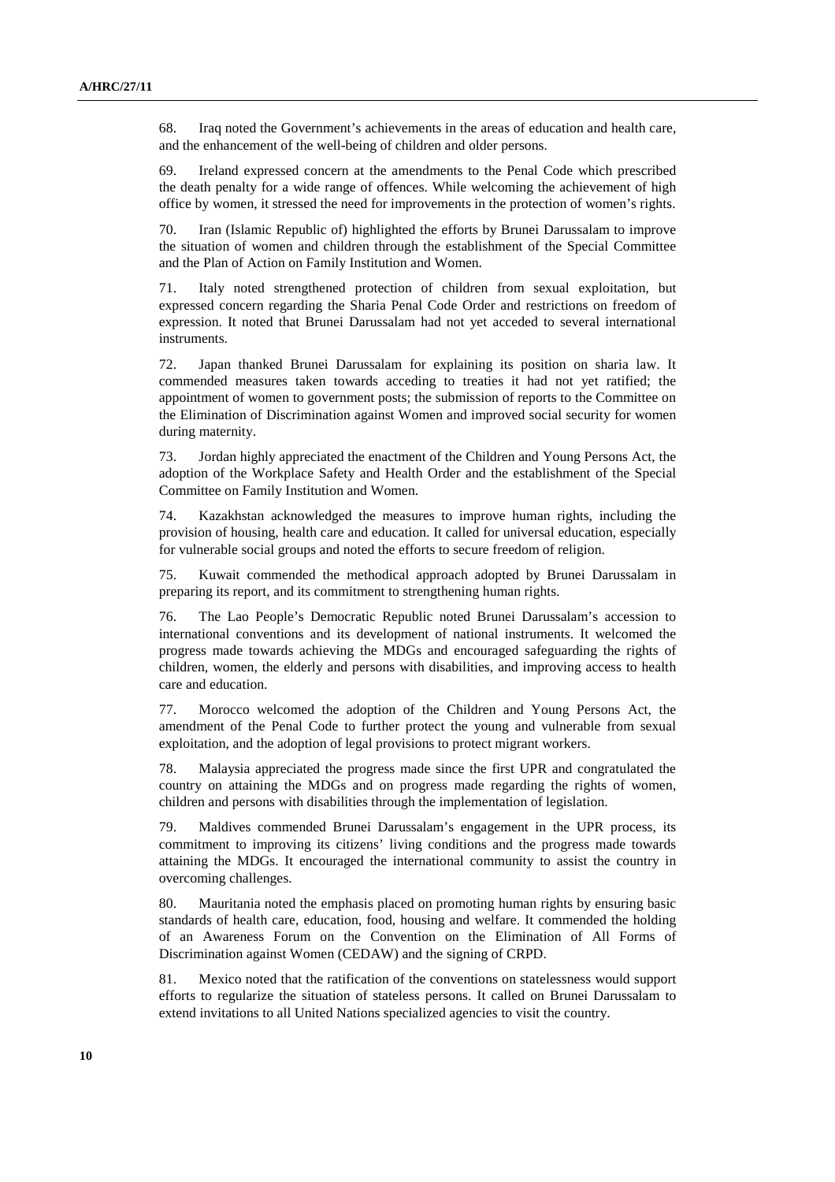68. Iraq noted the Government's achievements in the areas of education and health care, and the enhancement of the well-being of children and older persons.

69. Ireland expressed concern at the amendments to the Penal Code which prescribed the death penalty for a wide range of offences. While welcoming the achievement of high office by women, it stressed the need for improvements in the protection of women's rights.

70. Iran (Islamic Republic of) highlighted the efforts by Brunei Darussalam to improve the situation of women and children through the establishment of the Special Committee and the Plan of Action on Family Institution and Women.

71. Italy noted strengthened protection of children from sexual exploitation, but expressed concern regarding the Sharia Penal Code Order and restrictions on freedom of expression. It noted that Brunei Darussalam had not yet acceded to several international instruments.

72. Japan thanked Brunei Darussalam for explaining its position on sharia law. It commended measures taken towards acceding to treaties it had not yet ratified; the appointment of women to government posts; the submission of reports to the Committee on the Elimination of Discrimination against Women and improved social security for women during maternity.

73. Jordan highly appreciated the enactment of the Children and Young Persons Act, the adoption of the Workplace Safety and Health Order and the establishment of the Special Committee on Family Institution and Women.

74. Kazakhstan acknowledged the measures to improve human rights, including the provision of housing, health care and education. It called for universal education, especially for vulnerable social groups and noted the efforts to secure freedom of religion.

75. Kuwait commended the methodical approach adopted by Brunei Darussalam in preparing its report, and its commitment to strengthening human rights.

76. The Lao People's Democratic Republic noted Brunei Darussalam's accession to international conventions and its development of national instruments. It welcomed the progress made towards achieving the MDGs and encouraged safeguarding the rights of children, women, the elderly and persons with disabilities, and improving access to health care and education.

77. Morocco welcomed the adoption of the Children and Young Persons Act, the amendment of the Penal Code to further protect the young and vulnerable from sexual exploitation, and the adoption of legal provisions to protect migrant workers.

78. Malaysia appreciated the progress made since the first UPR and congratulated the country on attaining the MDGs and on progress made regarding the rights of women, children and persons with disabilities through the implementation of legislation.

79. Maldives commended Brunei Darussalam's engagement in the UPR process, its commitment to improving its citizens' living conditions and the progress made towards attaining the MDGs. It encouraged the international community to assist the country in overcoming challenges.

80. Mauritania noted the emphasis placed on promoting human rights by ensuring basic standards of health care, education, food, housing and welfare. It commended the holding of an Awareness Forum on the Convention on the Elimination of All Forms of Discrimination against Women (CEDAW) and the signing of CRPD.

81. Mexico noted that the ratification of the conventions on statelessness would support efforts to regularize the situation of stateless persons. It called on Brunei Darussalam to extend invitations to all United Nations specialized agencies to visit the country.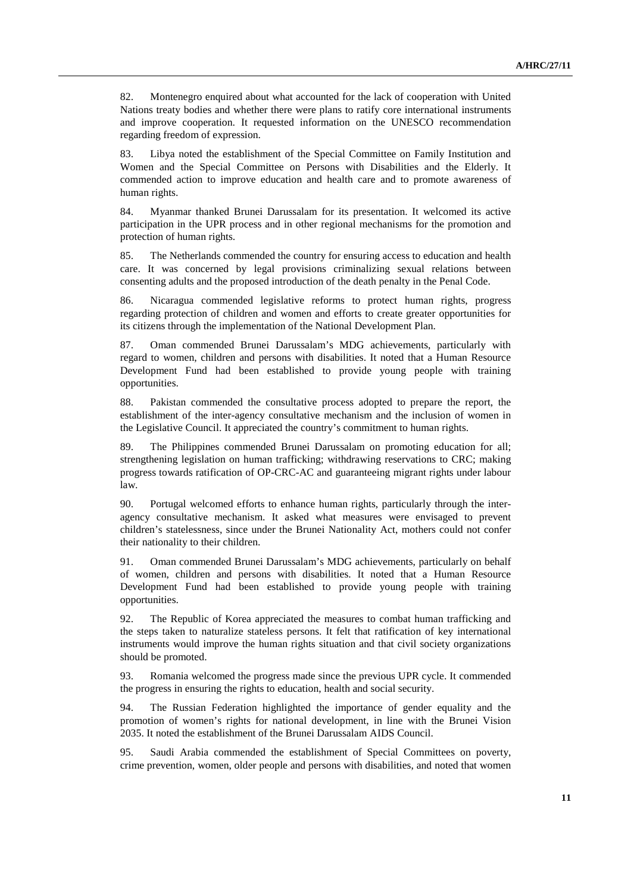82. Montenegro enquired about what accounted for the lack of cooperation with United Nations treaty bodies and whether there were plans to ratify core international instruments and improve cooperation. It requested information on the UNESCO recommendation regarding freedom of expression.

83. Libya noted the establishment of the Special Committee on Family Institution and Women and the Special Committee on Persons with Disabilities and the Elderly. It commended action to improve education and health care and to promote awareness of human rights.

84. Myanmar thanked Brunei Darussalam for its presentation. It welcomed its active participation in the UPR process and in other regional mechanisms for the promotion and protection of human rights.

85. The Netherlands commended the country for ensuring access to education and health care. It was concerned by legal provisions criminalizing sexual relations between consenting adults and the proposed introduction of the death penalty in the Penal Code.

86. Nicaragua commended legislative reforms to protect human rights, progress regarding protection of children and women and efforts to create greater opportunities for its citizens through the implementation of the National Development Plan.

87. Oman commended Brunei Darussalam's MDG achievements, particularly with regard to women, children and persons with disabilities. It noted that a Human Resource Development Fund had been established to provide young people with training opportunities.

88. Pakistan commended the consultative process adopted to prepare the report, the establishment of the inter-agency consultative mechanism and the inclusion of women in the Legislative Council. It appreciated the country's commitment to human rights.

89. The Philippines commended Brunei Darussalam on promoting education for all; strengthening legislation on human trafficking; withdrawing reservations to CRC; making progress towards ratification of OP-CRC-AC and guaranteeing migrant rights under labour law.

90. Portugal welcomed efforts to enhance human rights, particularly through the inter-agency consultative mechanism. It asked what measures were envisaged to prevent children's statelessness, since under the Brunei Nationality Act, mothers could not confer their nationality to their children.

91. Oman commended Brunei Darussalam's MDG achievements, particularly on behalf of women, children and persons with disabilities. It noted that a Human Resource Development Fund had been established to provide young people with training opportunities.

92. The Republic of Korea appreciated the measures to combat human trafficking and the steps taken to naturalize stateless persons. It felt that ratification of key international instruments would improve the human rights situation and that civil society organizations should be promoted.

93. Romania welcomed the progress made since the previous UPR cycle. It commended the progress in ensuring the rights to education, health and social security.

94. The Russian Federation highlighted the importance of gender equality and the promotion of women's rights for national development, in line with the Brunei Vision 2035. It noted the establishment of the Brunei Darussalam AIDS Council.

95. Saudi Arabia commended the establishment of Special Committees on poverty, crime prevention, women, older people and persons with disabilities, and noted that women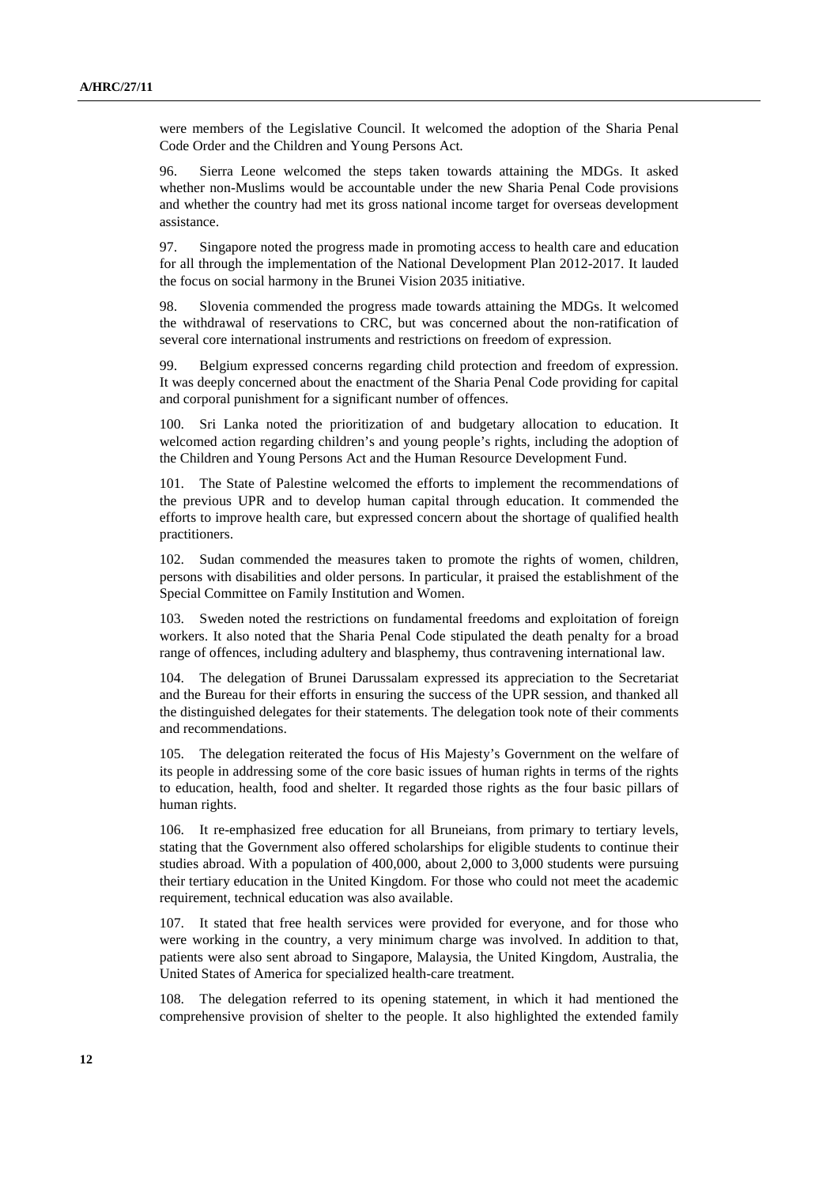were members of the Legislative Council. It welcomed the adoption of the Sharia Penal Code Order and the Children and Young Persons Act.

96. Sierra Leone welcomed the steps taken towards attaining the MDGs. It asked whether non-Muslims would be accountable under the new Sharia Penal Code provisions and whether the country had met its gross national income target for overseas development assistance.

97. Singapore noted the progress made in promoting access to health care and education for all through the implementation of the National Development Plan 2012-2017. It lauded the focus on social harmony in the Brunei Vision 2035 initiative.

98. Slovenia commended the progress made towards attaining the MDGs. It welcomed the withdrawal of reservations to CRC, but was concerned about the non-ratification of several core international instruments and restrictions on freedom of expression.

99. Belgium expressed concerns regarding child protection and freedom of expression. It was deeply concerned about the enactment of the Sharia Penal Code providing for capital and corporal punishment for a significant number of offences.

100. Sri Lanka noted the prioritization of and budgetary allocation to education. It welcomed action regarding children's and young people's rights, including the adoption of the Children and Young Persons Act and the Human Resource Development Fund.

101. The State of Palestine welcomed the efforts to implement the recommendations of the previous UPR and to develop human capital through education. It commended the efforts to improve health care, but expressed concern about the shortage of qualified health practitioners.

102. Sudan commended the measures taken to promote the rights of women, children, persons with disabilities and older persons. In particular, it praised the establishment of the Special Committee on Family Institution and Women.

103. Sweden noted the restrictions on fundamental freedoms and exploitation of foreign workers. It also noted that the Sharia Penal Code stipulated the death penalty for a broad range of offences, including adultery and blasphemy, thus contravening international law.

104. The delegation of Brunei Darussalam expressed its appreciation to the Secretariat and the Bureau for their efforts in ensuring the success of the UPR session, and thanked all the distinguished delegates for their statements. The delegation took note of their comments and recommendations.

105. The delegation reiterated the focus of His Majesty's Government on the welfare of its people in addressing some of the core basic issues of human rights in terms of the rights to education, health, food and shelter. It regarded those rights as the four basic pillars of human rights.

106. It re-emphasized free education for all Bruneians, from primary to tertiary levels, stating that the Government also offered scholarships for eligible students to continue their studies abroad. With a population of 400,000, about 2,000 to 3,000 students were pursuing their tertiary education in the United Kingdom. For those who could not meet the academic requirement, technical education was also available.

107. It stated that free health services were provided for everyone, and for those who were working in the country, a very minimum charge was involved. In addition to that, patients were also sent abroad to Singapore, Malaysia, the United Kingdom, Australia, the United States of America for specialized health-care treatment.

108. The delegation referred to its opening statement, in which it had mentioned the comprehensive provision of shelter to the people. It also highlighted the extended family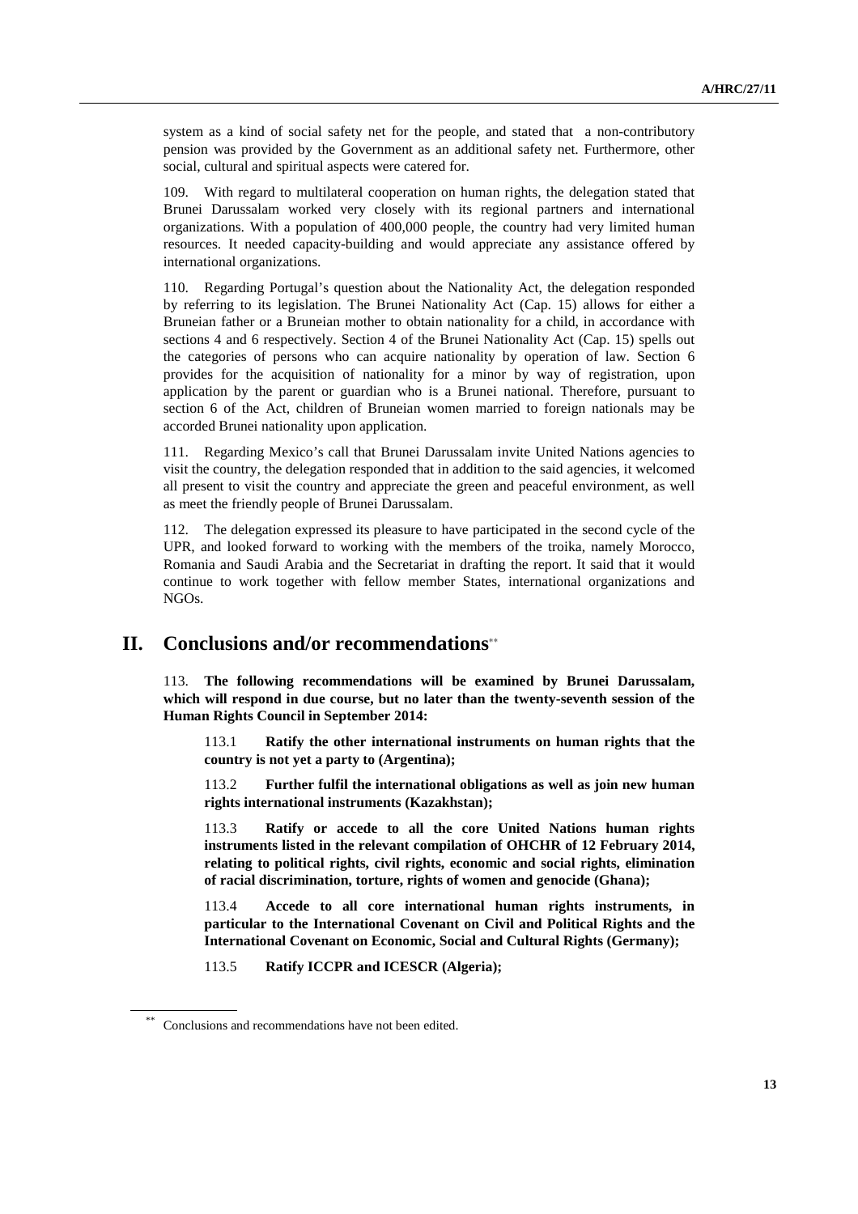system as a kind of social safety net for the people, and stated that a non-contributory pension was provided by the Government as an additional safety net. Furthermore, other social, cultural and spiritual aspects were catered for.

109. With regard to multilateral cooperation on human rights, the delegation stated that Brunei Darussalam worked very closely with its regional partners and international organizations. With a population of 400,000 people, the country had very limited human resources. It needed capacity-building and would appreciate any assistance offered by international organizations.

110. Regarding Portugal's question about the Nationality Act, the delegation responded by referring to its legislation. The Brunei Nationality Act (Cap. 15) allows for either a Bruneian father or a Bruneian mother to obtain nationality for a child, in accordance with sections 4 and 6 respectively. Section 4 of the Brunei Nationality Act (Cap. 15) spells out the categories of persons who can acquire nationality by operation of law. Section 6 provides for the acquisition of nationality for a minor by way of registration, upon application by the parent or guardian who is a Brunei national. Therefore, pursuant to section 6 of the Act, children of Bruneian women married to foreign nationals may be accorded Brunei nationality upon application.

111. Regarding Mexico's call that Brunei Darussalam invite United Nations agencies to visit the country, the delegation responded that in addition to the said agencies, it welcomed all present to visit the country and appreciate the green and peaceful environment, as well as meet the friendly people of Brunei Darussalam.

112. The delegation expressed its pleasure to have participated in the second cycle of the UPR, and looked forward to working with the members of the troika, namely Morocco, Romania and Saudi Arabia and the Secretariat in drafting the report. It said that it would continue to work together with fellow member States, international organizations and NGOs.

# II. Conclusions and/or recommendations[**]

113. **The following recommendations will be examined by Brunei Darussalam, which will respond in due course, but no later than the twenty-seventh session of the Human Rights Council in September 2014:**

113.1 **Ratify the other international instruments on human rights that the country is not yet a party to (Argentina);**

113.2 **Further fulfil the international obligations as well as join new human rights international instruments (Kazakhstan);**

113.3 **Ratify or accede to all the core United Nations human rights instruments listed in the relevant compilation of OHCHR of 12 February 2014, relating to political rights, civil rights, economic and social rights, elimination of racial discrimination, torture, rights of women and genocide (Ghana);**

113.4 **Accede to all core international human rights instruments, in particular to the International Covenant on Civil and Political Rights and the International Covenant on Economic, Social and Cultural Rights (Germany);**

113.5 **Ratify ICCPR and ICESCR (Algeria);**

[**] Conclusions and recommendations have not been edited.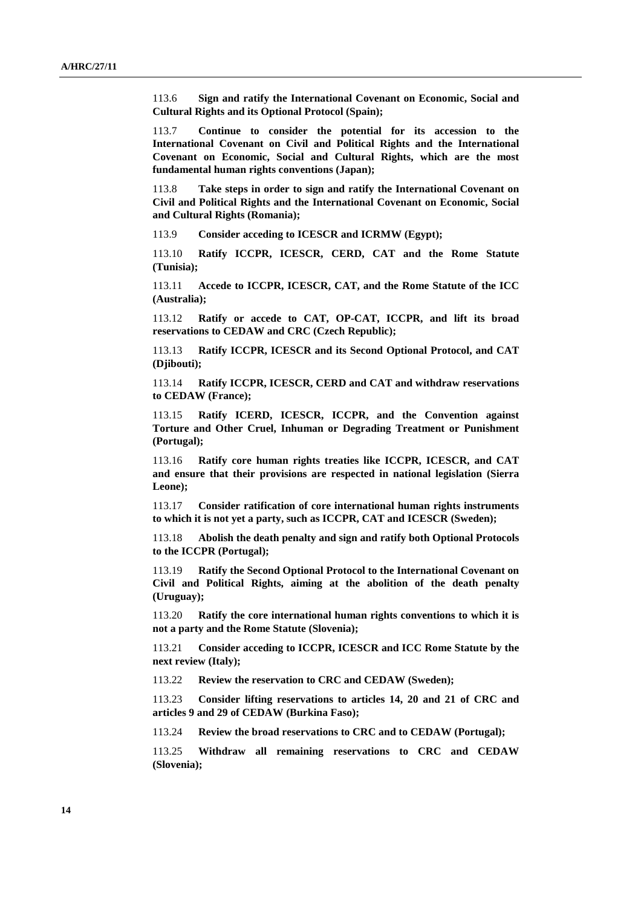113.6 **Sign and ratify the International Covenant on Economic, Social and Cultural Rights and its Optional Protocol (Spain);**

113.7 **Continue to consider the potential for its accession to the International Covenant on Civil and Political Rights and the International Covenant on Economic, Social and Cultural Rights, which are the most fundamental human rights conventions (Japan);**

113.8 **Take steps in order to sign and ratify the International Covenant on Civil and Political Rights and the International Covenant on Economic, Social and Cultural Rights (Romania);**

113.9 **Consider acceding to ICESCR and ICRMW (Egypt);**

113.10 **Ratify ICCPR, ICESCR, CERD, CAT and the Rome Statute (Tunisia);**

113.11 **Accede to ICCPR, ICESCR, CAT, and the Rome Statute of the ICC (Australia);**

113.12 **Ratify or accede to CAT, OP-CAT, ICCPR, and lift its broad reservations to CEDAW and CRC (Czech Republic);**

113.13 **Ratify ICCPR, ICESCR and its Second Optional Protocol, and CAT (Djibouti);**

113.14 **Ratify ICCPR, ICESCR, CERD and CAT and withdraw reservations to CEDAW (France);**

113.15 **Ratify ICERD, ICESCR, ICCPR, and the Convention against Torture and Other Cruel, Inhuman or Degrading Treatment or Punishment (Portugal);**

113.16 **Ratify core human rights treaties like ICCPR, ICESCR, and CAT and ensure that their provisions are respected in national legislation (Sierra Leone);**

113.17 **Consider ratification of core international human rights instruments to which it is not yet a party, such as ICCPR, CAT and ICESCR (Sweden);**

113.18 **Abolish the death penalty and sign and ratify both Optional Protocols to the ICCPR (Portugal);**

113.19 **Ratify the Second Optional Protocol to the International Covenant on Civil and Political Rights, aiming at the abolition of the death penalty (Uruguay);**

113.20 **Ratify the core international human rights conventions to which it is not a party and the Rome Statute (Slovenia);**

113.21 **Consider acceding to ICCPR, ICESCR and ICC Rome Statute by the next review (Italy);**

113.22 **Review the reservation to CRC and CEDAW (Sweden);**

113.23 **Consider lifting reservations to articles 14, 20 and 21 of CRC and articles 9 and 29 of CEDAW (Burkina Faso);**

113.24 **Review the broad reservations to CRC and to CEDAW (Portugal);**

113.25 **Withdraw all remaining reservations to CRC and CEDAW (Slovenia);**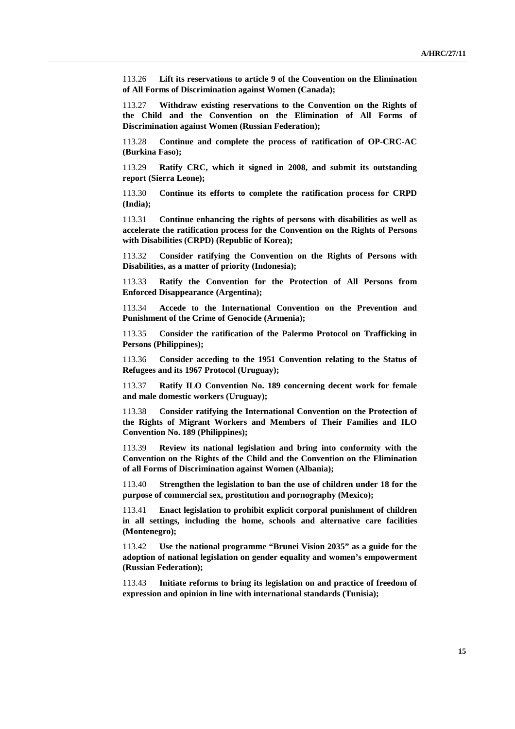113.26 **Lift its reservations to article 9 of the Convention on the Elimination of All Forms of Discrimination against Women (Canada);**

113.27 **Withdraw existing reservations to the Convention on the Rights of the Child and the Convention on the Elimination of All Forms of Discrimination against Women (Russian Federation);**

113.28 **Continue and complete the process of ratification of OP-CRC-AC (Burkina Faso);**

113.29 **Ratify CRC, which it signed in 2008, and submit its outstanding report (Sierra Leone);**

113.30 **Continue its efforts to complete the ratification process for CRPD (India);**

113.31 **Continue enhancing the rights of persons with disabilities as well as accelerate the ratification process for the Convention on the Rights of Persons with Disabilities (CRPD) (Republic of Korea);**

113.32 **Consider ratifying the Convention on the Rights of Persons with Disabilities, as a matter of priority (Indonesia);**

113.33 **Ratify the Convention for the Protection of All Persons from Enforced Disappearance (Argentina);**

113.34 **Accede to the International Convention on the Prevention and Punishment of the Crime of Genocide (Armenia);**

113.35 **Consider the ratification of the Palermo Protocol on Trafficking in Persons (Philippines);**

113.36 **Consider acceding to the 1951 Convention relating to the Status of Refugees and its 1967 Protocol (Uruguay);**

113.37 **Ratify ILO Convention No. 189 concerning decent work for female and male domestic workers (Uruguay);**

113.38 **Consider ratifying the International Convention on the Protection of the Rights of Migrant Workers and Members of Their Families and ILO Convention No. 189 (Philippines);**

113.39 **Review its national legislation and bring into conformity with the Convention on the Rights of the Child and the Convention on the Elimination of all Forms of Discrimination against Women (Albania);**

113.40 **Strengthen the legislation to ban the use of children under 18 for the purpose of commercial sex, prostitution and pornography (Mexico);**

113.41 **Enact legislation to prohibit explicit corporal punishment of children in all settings, including the home, schools and alternative care facilities (Montenegro);**

113.42 **Use the national programme "Brunei Vision 2035" as a guide for the adoption of national legislation on gender equality and women's empowerment (Russian Federation);**

113.43 **Initiate reforms to bring its legislation on and practice of freedom of expression and opinion in line with international standards (Tunisia);**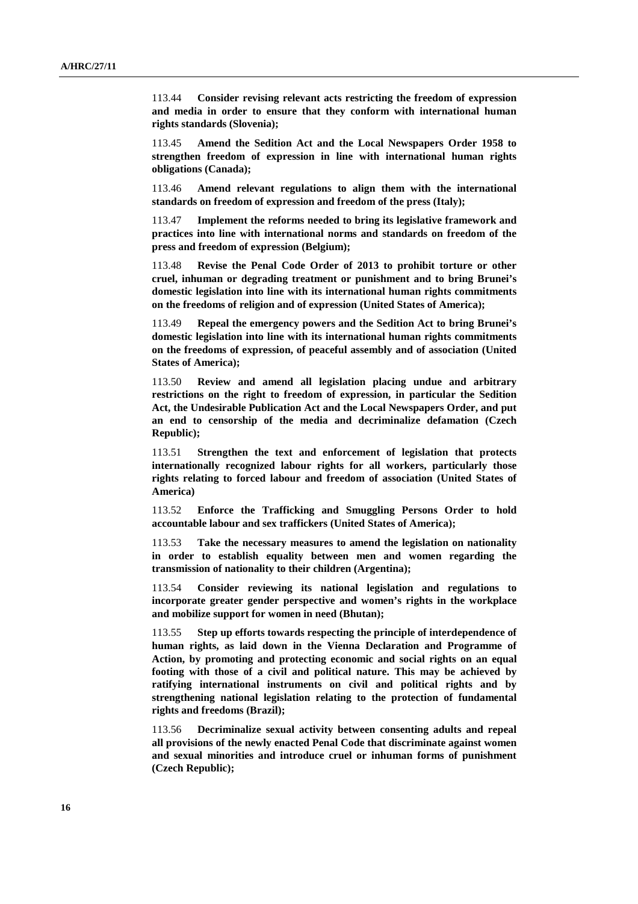113.44 **Consider revising relevant acts restricting the freedom of expression and media in order to ensure that they conform with international human rights standards (Slovenia);**

113.45 **Amend the Sedition Act and the Local Newspapers Order 1958 to strengthen freedom of expression in line with international human rights obligations (Canada);**

113.46 **Amend relevant regulations to align them with the international standards on freedom of expression and freedom of the press (Italy);**

113.47 **Implement the reforms needed to bring its legislative framework and practices into line with international norms and standards on freedom of the press and freedom of expression (Belgium);**

113.48 **Revise the Penal Code Order of 2013 to prohibit torture or other cruel, inhuman or degrading treatment or punishment and to bring Brunei's domestic legislation into line with its international human rights commitments on the freedoms of religion and of expression (United States of America);**

113.49 **Repeal the emergency powers and the Sedition Act to bring Brunei's domestic legislation into line with its international human rights commitments on the freedoms of expression, of peaceful assembly and of association (United States of America);**

113.50 **Review and amend all legislation placing undue and arbitrary restrictions on the right to freedom of expression, in particular the Sedition Act, the Undesirable Publication Act and the Local Newspapers Order, and put an end to censorship of the media and decriminalize defamation (Czech Republic);**

113.51 **Strengthen the text and enforcement of legislation that protects internationally recognized labour rights for all workers, particularly those rights relating to forced labour and freedom of association (United States of America)**

113.52 **Enforce the Trafficking and Smuggling Persons Order to hold accountable labour and sex traffickers (United States of America);**

113.53 **Take the necessary measures to amend the legislation on nationality in order to establish equality between men and women regarding the transmission of nationality to their children (Argentina);**

113.54 **Consider reviewing its national legislation and regulations to incorporate greater gender perspective and women's rights in the workplace and mobilize support for women in need (Bhutan);**

113.55 **Step up efforts towards respecting the principle of interdependence of human rights, as laid down in the Vienna Declaration and Programme of Action, by promoting and protecting economic and social rights on an equal footing with those of a civil and political nature. This may be achieved by ratifying international instruments on civil and political rights and by strengthening national legislation relating to the protection of fundamental rights and freedoms (Brazil);**

113.56 **Decriminalize sexual activity between consenting adults and repeal all provisions of the newly enacted Penal Code that discriminate against women and sexual minorities and introduce cruel or inhuman forms of punishment (Czech Republic);**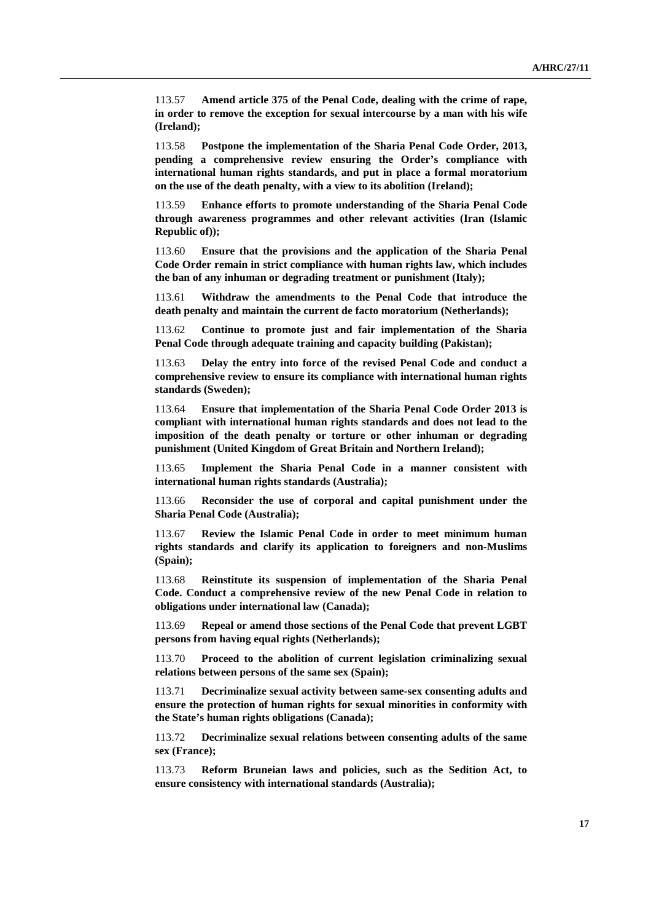113.57 **Amend article 375 of the Penal Code, dealing with the crime of rape, in order to remove the exception for sexual intercourse by a man with his wife (Ireland);**

113.58 **Postpone the implementation of the Sharia Penal Code Order, 2013, pending a comprehensive review ensuring the Order's compliance with international human rights standards, and put in place a formal moratorium on the use of the death penalty, with a view to its abolition (Ireland);**

113.59 **Enhance efforts to promote understanding of the Sharia Penal Code through awareness programmes and other relevant activities (Iran (Islamic Republic of));**

113.60 **Ensure that the provisions and the application of the Sharia Penal Code Order remain in strict compliance with human rights law, which includes the ban of any inhuman or degrading treatment or punishment (Italy);**

113.61 **Withdraw the amendments to the Penal Code that introduce the death penalty and maintain the current de facto moratorium (Netherlands);**

113.62 **Continue to promote just and fair implementation of the Sharia Penal Code through adequate training and capacity building (Pakistan);**

113.63 **Delay the entry into force of the revised Penal Code and conduct a comprehensive review to ensure its compliance with international human rights standards (Sweden);**

113.64 **Ensure that implementation of the Sharia Penal Code Order 2013 is compliant with international human rights standards and does not lead to the imposition of the death penalty or torture or other inhuman or degrading punishment (United Kingdom of Great Britain and Northern Ireland);**

113.65 **Implement the Sharia Penal Code in a manner consistent with international human rights standards (Australia);**

113.66 **Reconsider the use of corporal and capital punishment under the Sharia Penal Code (Australia);**

113.67 **Review the Islamic Penal Code in order to meet minimum human rights standards and clarify its application to foreigners and non-Muslims (Spain);**

113.68 **Reinstitute its suspension of implementation of the Sharia Penal Code. Conduct a comprehensive review of the new Penal Code in relation to obligations under international law (Canada);**

113.69 **Repeal or amend those sections of the Penal Code that prevent LGBT persons from having equal rights (Netherlands);**

113.70 **Proceed to the abolition of current legislation criminalizing sexual relations between persons of the same sex (Spain);**

113.71 **Decriminalize sexual activity between same-sex consenting adults and ensure the protection of human rights for sexual minorities in conformity with the State's human rights obligations (Canada);**

113.72 **Decriminalize sexual relations between consenting adults of the same sex (France);**

113.73 **Reform Bruneian laws and policies, such as the Sedition Act, to ensure consistency with international standards (Australia);**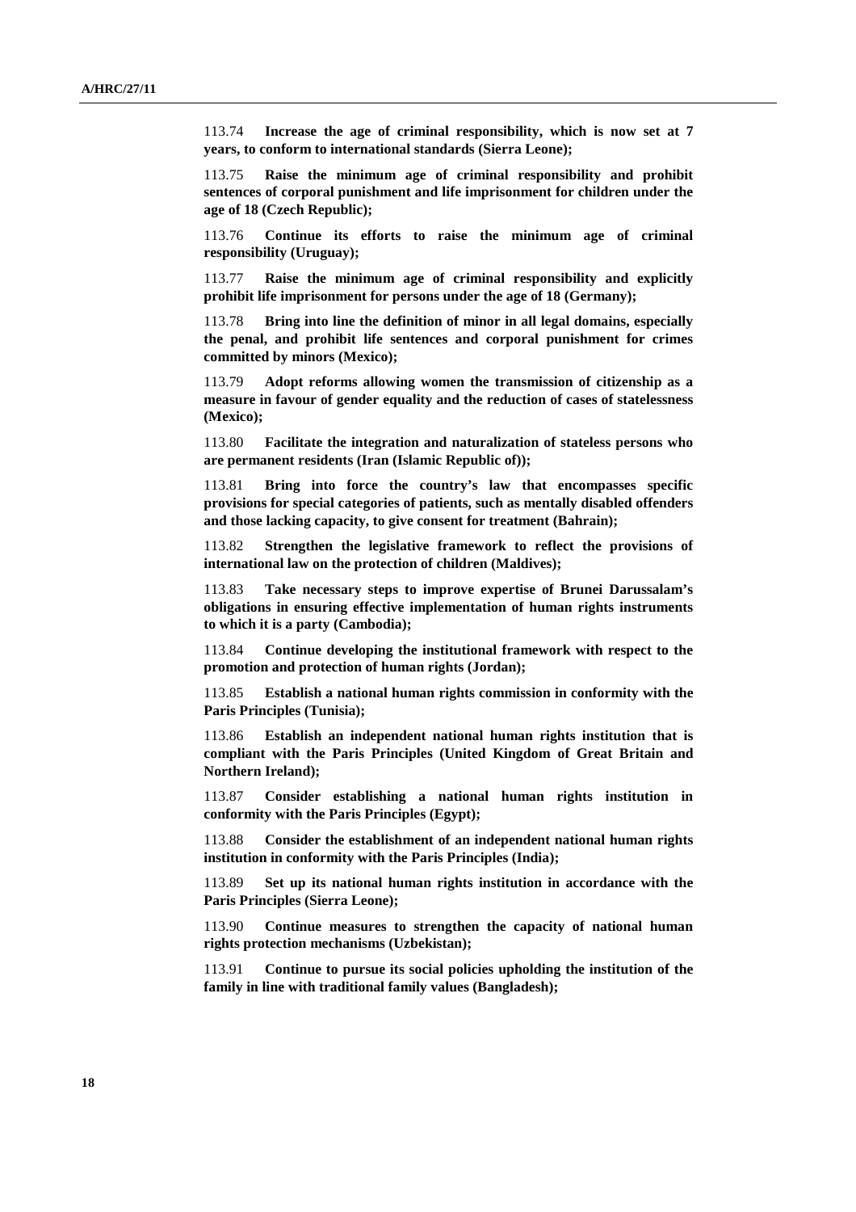113.74 **Increase the age of criminal responsibility, which is now set at 7 years, to conform to international standards (Sierra Leone);**

113.75 **Raise the minimum age of criminal responsibility and prohibit sentences of corporal punishment and life imprisonment for children under the age of 18 (Czech Republic);**

113.76 **Continue its efforts to raise the minimum age of criminal responsibility (Uruguay);**

113.77 **Raise the minimum age of criminal responsibility and explicitly prohibit life imprisonment for persons under the age of 18 (Germany);**

113.78 **Bring into line the definition of minor in all legal domains, especially the penal, and prohibit life sentences and corporal punishment for crimes committed by minors (Mexico);**

113.79 **Adopt reforms allowing women the transmission of citizenship as a measure in favour of gender equality and the reduction of cases of statelessness (Mexico);**

113.80 **Facilitate the integration and naturalization of stateless persons who are permanent residents (Iran (Islamic Republic of));**

113.81 **Bring into force the country's law that encompasses specific provisions for special categories of patients, such as mentally disabled offenders and those lacking capacity, to give consent for treatment (Bahrain);**

113.82 **Strengthen the legislative framework to reflect the provisions of international law on the protection of children (Maldives);**

113.83 **Take necessary steps to improve expertise of Brunei Darussalam's obligations in ensuring effective implementation of human rights instruments to which it is a party (Cambodia);**

113.84 **Continue developing the institutional framework with respect to the promotion and protection of human rights (Jordan);**

113.85 **Establish a national human rights commission in conformity with the Paris Principles (Tunisia);**

113.86 **Establish an independent national human rights institution that is compliant with the Paris Principles (United Kingdom of Great Britain and Northern Ireland);**

113.87 **Consider establishing a national human rights institution in conformity with the Paris Principles (Egypt);**

113.88 **Consider the establishment of an independent national human rights institution in conformity with the Paris Principles (India);**

113.89 **Set up its national human rights institution in accordance with the Paris Principles (Sierra Leone);**

113.90 **Continue measures to strengthen the capacity of national human rights protection mechanisms (Uzbekistan);**

113.91 **Continue to pursue its social policies upholding the institution of the family in line with traditional family values (Bangladesh);**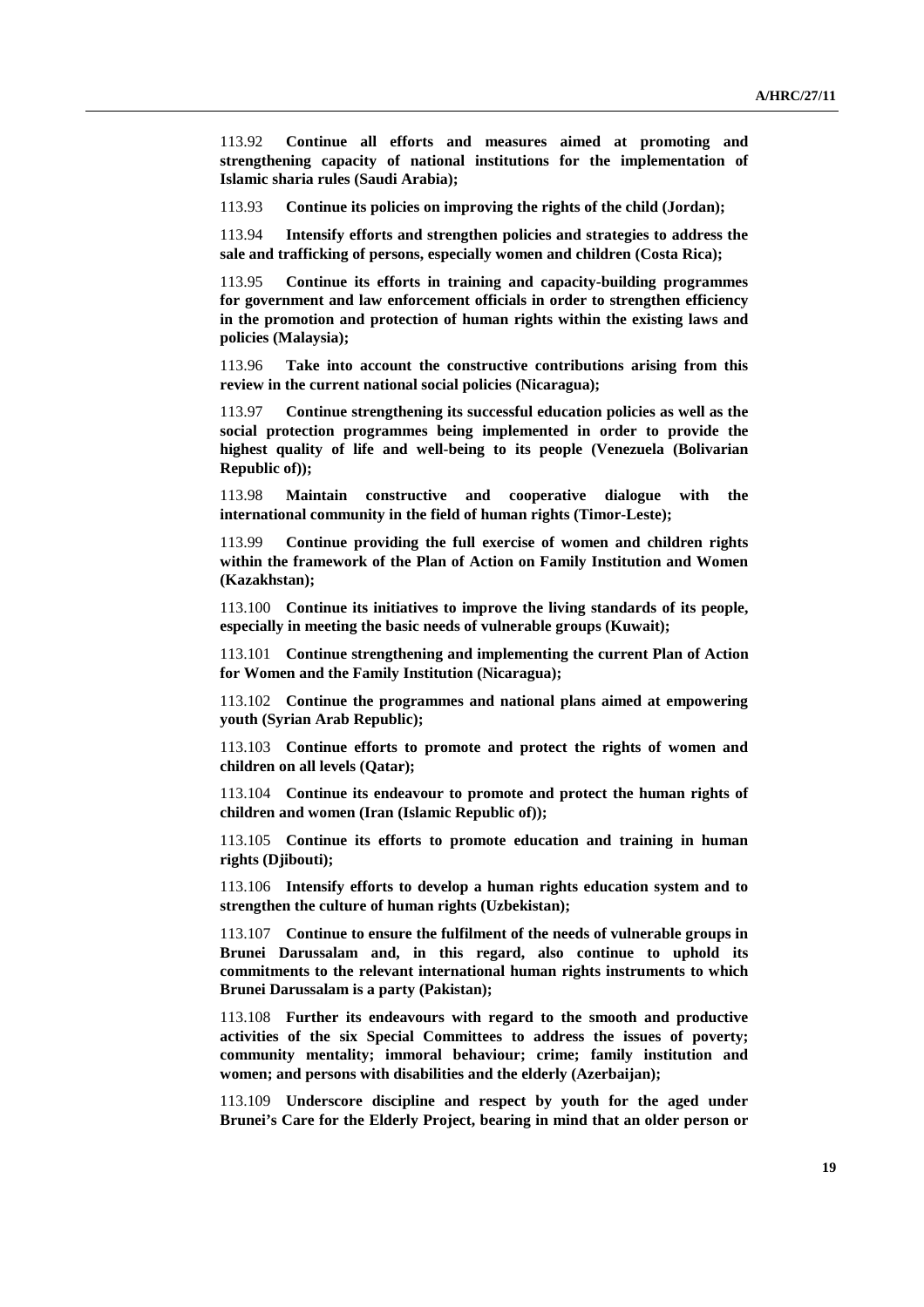113.92 **Continue all efforts and measures aimed at promoting and strengthening capacity of national institutions for the implementation of Islamic sharia rules (Saudi Arabia);**

113.93 **Continue its policies on improving the rights of the child (Jordan);**

113.94 **Intensify efforts and strengthen policies and strategies to address the sale and trafficking of persons, especially women and children (Costa Rica);**

113.95 **Continue its efforts in training and capacity-building programmes for government and law enforcement officials in order to strengthen efficiency in the promotion and protection of human rights within the existing laws and policies (Malaysia);**

113.96 **Take into account the constructive contributions arising from this review in the current national social policies (Nicaragua);**

113.97 **Continue strengthening its successful education policies as well as the social protection programmes being implemented in order to provide the highest quality of life and well-being to its people (Venezuela (Bolivarian Republic of));**

113.98 **Maintain constructive and cooperative dialogue with the international community in the field of human rights (Timor-Leste);**

113.99 **Continue providing the full exercise of women and children rights within the framework of the Plan of Action on Family Institution and Women (Kazakhstan);**

113.100 **Continue its initiatives to improve the living standards of its people, especially in meeting the basic needs of vulnerable groups (Kuwait);**

113.101 **Continue strengthening and implementing the current Plan of Action for Women and the Family Institution (Nicaragua);**

113.102 **Continue the programmes and national plans aimed at empowering youth (Syrian Arab Republic);**

113.103 **Continue efforts to promote and protect the rights of women and children on all levels (Qatar);**

113.104 **Continue its endeavour to promote and protect the human rights of children and women (Iran (Islamic Republic of));**

113.105 **Continue its efforts to promote education and training in human rights (Djibouti);**

113.106 **Intensify efforts to develop a human rights education system and to strengthen the culture of human rights (Uzbekistan);**

113.107 **Continue to ensure the fulfilment of the needs of vulnerable groups in Brunei Darussalam and, in this regard, also continue to uphold its commitments to the relevant international human rights instruments to which Brunei Darussalam is a party (Pakistan);**

113.108 **Further its endeavours with regard to the smooth and productive activities of the six Special Committees to address the issues of poverty; community mentality; immoral behaviour; crime; family institution and women; and persons with disabilities and the elderly (Azerbaijan);**

113.109 **Underscore discipline and respect by youth for the aged under Brunei's Care for the Elderly Project, bearing in mind that an older person or**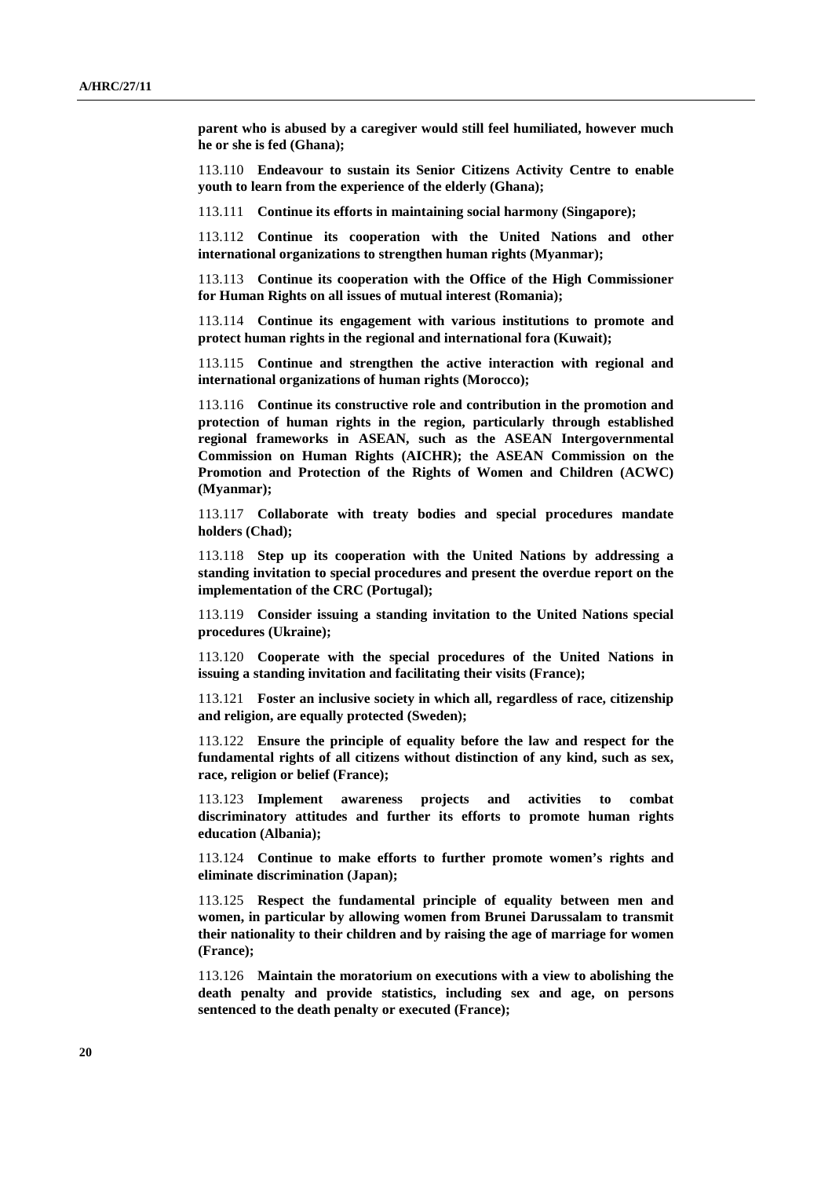**parent who is abused by a caregiver would still feel humiliated, however much he or she is fed (Ghana);**

113.110 **Endeavour to sustain its Senior Citizens Activity Centre to enable youth to learn from the experience of the elderly (Ghana);**

113.111 **Continue its efforts in maintaining social harmony (Singapore);**

113.112 **Continue its cooperation with the United Nations and other international organizations to strengthen human rights (Myanmar);**

113.113 **Continue its cooperation with the Office of the High Commissioner for Human Rights on all issues of mutual interest (Romania);**

113.114 **Continue its engagement with various institutions to promote and protect human rights in the regional and international fora (Kuwait);**

113.115 **Continue and strengthen the active interaction with regional and international organizations of human rights (Morocco);**

113.116 **Continue its constructive role and contribution in the promotion and protection of human rights in the region, particularly through established regional frameworks in ASEAN, such as the ASEAN Intergovernmental Commission on Human Rights (AICHR); the ASEAN Commission on the Promotion and Protection of the Rights of Women and Children (ACWC) (Myanmar);**

113.117 **Collaborate with treaty bodies and special procedures mandate holders (Chad);**

113.118 **Step up its cooperation with the United Nations by addressing a standing invitation to special procedures and present the overdue report on the implementation of the CRC (Portugal);**

113.119 **Consider issuing a standing invitation to the United Nations special procedures (Ukraine);**

113.120 **Cooperate with the special procedures of the United Nations in issuing a standing invitation and facilitating their visits (France);**

113.121 **Foster an inclusive society in which all, regardless of race, citizenship and religion, are equally protected (Sweden);**

113.122 **Ensure the principle of equality before the law and respect for the fundamental rights of all citizens without distinction of any kind, such as sex, race, religion or belief (France);**

113.123 **Implement awareness projects and activities to combat discriminatory attitudes and further its efforts to promote human rights education (Albania);**

113.124 **Continue to make efforts to further promote women's rights and eliminate discrimination (Japan);**

113.125 **Respect the fundamental principle of equality between men and women, in particular by allowing women from Brunei Darussalam to transmit their nationality to their children and by raising the age of marriage for women (France);**

113.126 **Maintain the moratorium on executions with a view to abolishing the death penalty and provide statistics, including sex and age, on persons sentenced to the death penalty or executed (France);**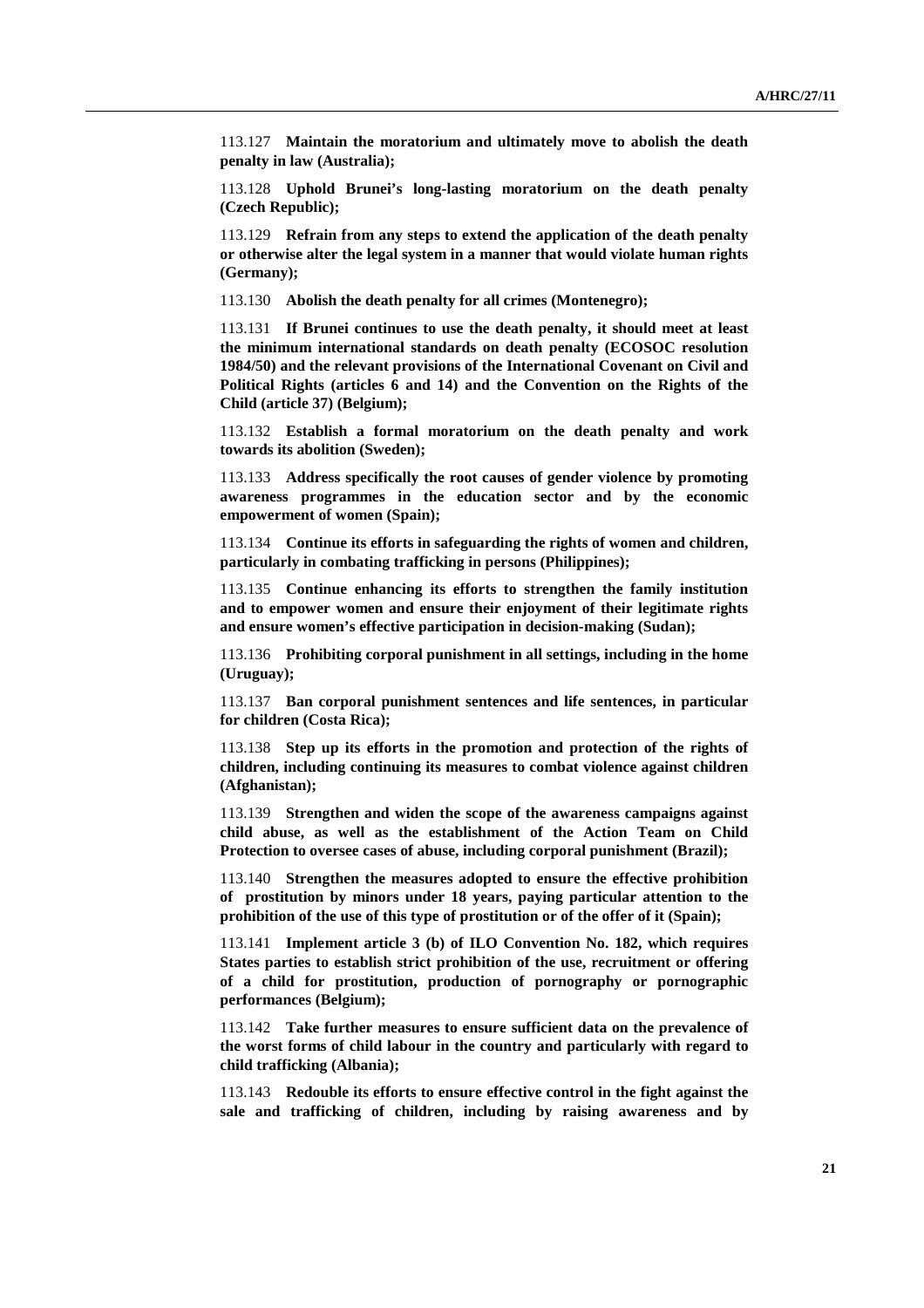113.127 **Maintain the moratorium and ultimately move to abolish the death penalty in law (Australia);**

113.128 **Uphold Brunei's long-lasting moratorium on the death penalty (Czech Republic);**

113.129 **Refrain from any steps to extend the application of the death penalty or otherwise alter the legal system in a manner that would violate human rights (Germany);**

113.130 **Abolish the death penalty for all crimes (Montenegro);**

113.131 **If Brunei continues to use the death penalty, it should meet at least the minimum international standards on death penalty (ECOSOC resolution 1984/50) and the relevant provisions of the International Covenant on Civil and Political Rights (articles 6 and 14) and the Convention on the Rights of the Child (article 37) (Belgium);**

113.132 **Establish a formal moratorium on the death penalty and work towards its abolition (Sweden);**

113.133 **Address specifically the root causes of gender violence by promoting awareness programmes in the education sector and by the economic empowerment of women (Spain);**

113.134 **Continue its efforts in safeguarding the rights of women and children, particularly in combating trafficking in persons (Philippines);**

113.135 **Continue enhancing its efforts to strengthen the family institution and to empower women and ensure their enjoyment of their legitimate rights and ensure women's effective participation in decision-making (Sudan);**

113.136 **Prohibiting corporal punishment in all settings, including in the home (Uruguay);**

113.137 **Ban corporal punishment sentences and life sentences, in particular for children (Costa Rica);**

113.138 **Step up its efforts in the promotion and protection of the rights of children, including continuing its measures to combat violence against children (Afghanistan);**

113.139 **Strengthen and widen the scope of the awareness campaigns against child abuse, as well as the establishment of the Action Team on Child Protection to oversee cases of abuse, including corporal punishment (Brazil);**

113.140 **Strengthen the measures adopted to ensure the effective prohibition of prostitution by minors under 18 years, paying particular attention to the prohibition of the use of this type of prostitution or of the offer of it (Spain);**

113.141 **Implement article 3 (b) of ILO Convention No. 182, which requires States parties to establish strict prohibition of the use, recruitment or offering of a child for prostitution, production of pornography or pornographic performances (Belgium);**

113.142 **Take further measures to ensure sufficient data on the prevalence of the worst forms of child labour in the country and particularly with regard to child trafficking (Albania);**

113.143 **Redouble its efforts to ensure effective control in the fight against the sale and trafficking of children, including by raising awareness and by**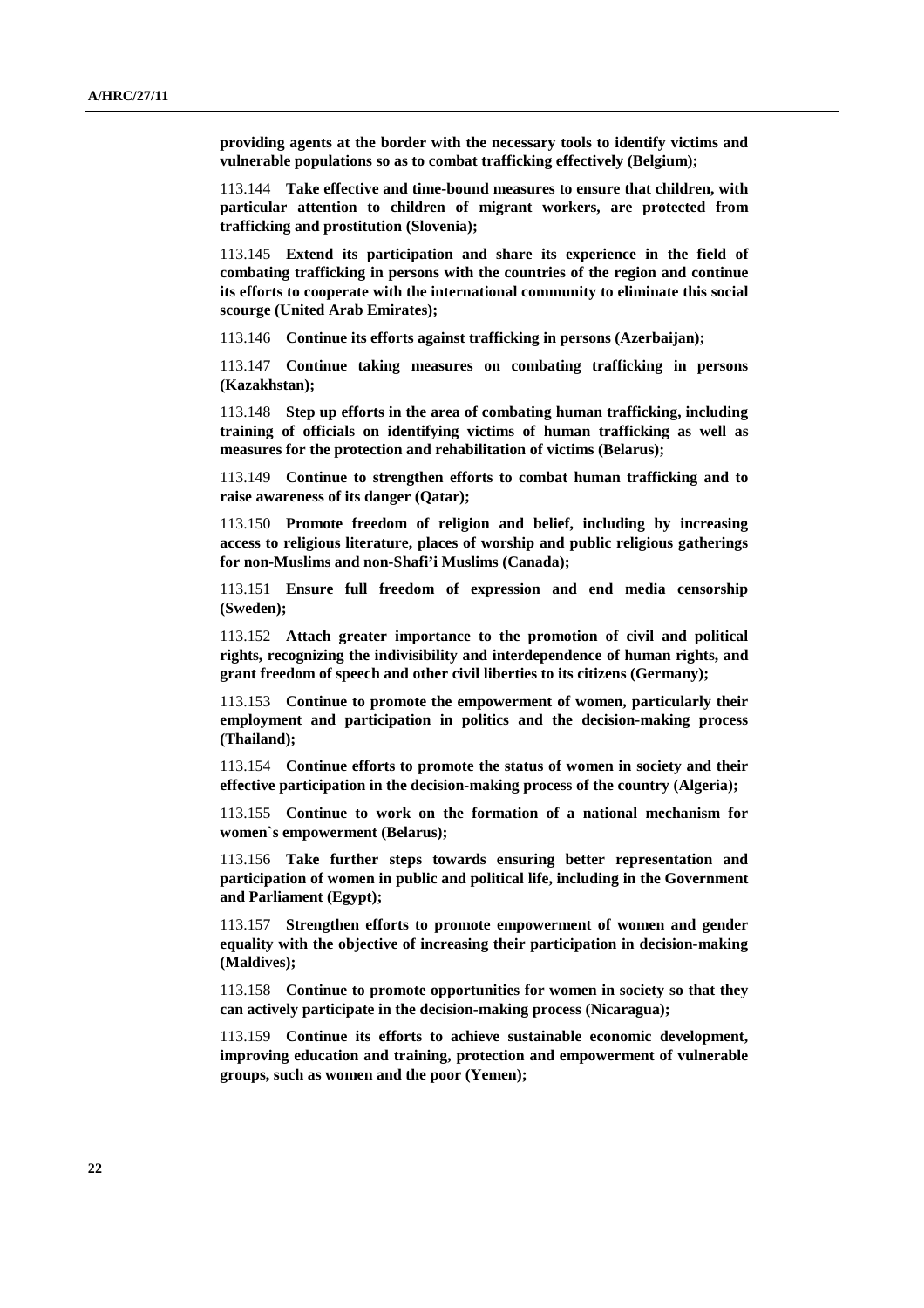**providing agents at the border with the necessary tools to identify victims and vulnerable populations so as to combat trafficking effectively (Belgium);**

113.144 **Take effective and time-bound measures to ensure that children, with particular attention to children of migrant workers, are protected from trafficking and prostitution (Slovenia);**

113.145 **Extend its participation and share its experience in the field of combating trafficking in persons with the countries of the region and continue its efforts to cooperate with the international community to eliminate this social scourge (United Arab Emirates);**

113.146 **Continue its efforts against trafficking in persons (Azerbaijan);**

113.147 **Continue taking measures on combating trafficking in persons (Kazakhstan);**

113.148 **Step up efforts in the area of combating human trafficking, including training of officials on identifying victims of human trafficking as well as measures for the protection and rehabilitation of victims (Belarus);**

113.149 **Continue to strengthen efforts to combat human trafficking and to raise awareness of its danger (Qatar);**

113.150 **Promote freedom of religion and belief, including by increasing access to religious literature, places of worship and public religious gatherings for non-Muslims and non-Shafi'i Muslims (Canada);**

113.151 **Ensure full freedom of expression and end media censorship (Sweden);**

113.152 **Attach greater importance to the promotion of civil and political rights, recognizing the indivisibility and interdependence of human rights, and grant freedom of speech and other civil liberties to its citizens (Germany);**

113.153 **Continue to promote the empowerment of women, particularly their employment and participation in politics and the decision-making process (Thailand);**

113.154 **Continue efforts to promote the status of women in society and their effective participation in the decision-making process of the country (Algeria);**

113.155 **Continue to work on the formation of a national mechanism for women`s empowerment (Belarus);**

113.156 **Take further steps towards ensuring better representation and participation of women in public and political life, including in the Government and Parliament (Egypt);**

113.157 **Strengthen efforts to promote empowerment of women and gender equality with the objective of increasing their participation in decision-making (Maldives);**

113.158 **Continue to promote opportunities for women in society so that they can actively participate in the decision-making process (Nicaragua);**

113.159 **Continue its efforts to achieve sustainable economic development, improving education and training, protection and empowerment of vulnerable groups, such as women and the poor (Yemen);**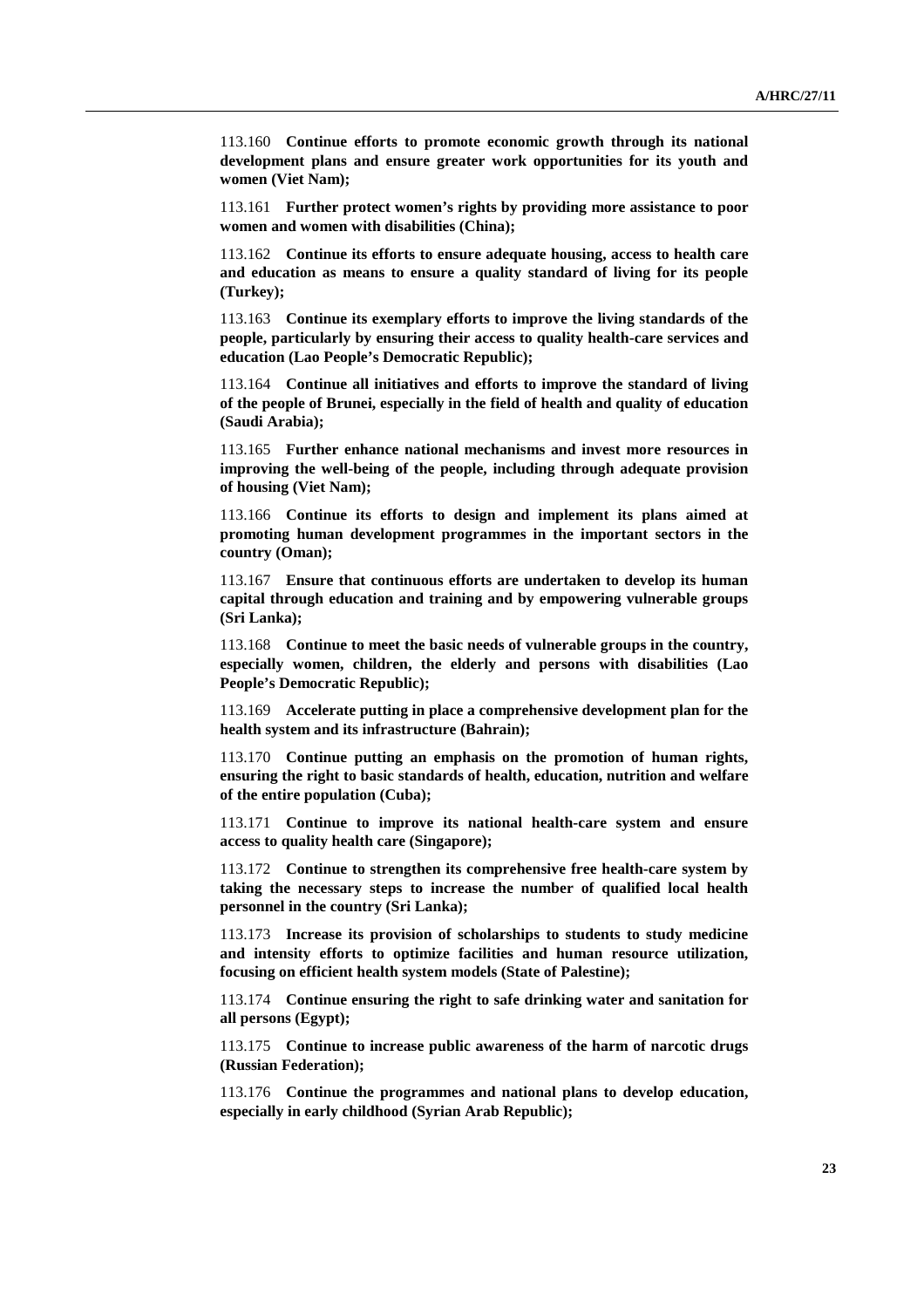113.160 **Continue efforts to promote economic growth through its national development plans and ensure greater work opportunities for its youth and women (Viet Nam);**

113.161 **Further protect women's rights by providing more assistance to poor women and women with disabilities (China);**

113.162 **Continue its efforts to ensure adequate housing, access to health care and education as means to ensure a quality standard of living for its people (Turkey);**

113.163 **Continue its exemplary efforts to improve the living standards of the people, particularly by ensuring their access to quality health-care services and education (Lao People's Democratic Republic);**

113.164 **Continue all initiatives and efforts to improve the standard of living of the people of Brunei, especially in the field of health and quality of education (Saudi Arabia);**

113.165 **Further enhance national mechanisms and invest more resources in improving the well-being of the people, including through adequate provision of housing (Viet Nam);**

113.166 **Continue its efforts to design and implement its plans aimed at promoting human development programmes in the important sectors in the country (Oman);**

113.167 **Ensure that continuous efforts are undertaken to develop its human capital through education and training and by empowering vulnerable groups (Sri Lanka);**

113.168 **Continue to meet the basic needs of vulnerable groups in the country, especially women, children, the elderly and persons with disabilities (Lao People's Democratic Republic);**

113.169 **Accelerate putting in place a comprehensive development plan for the health system and its infrastructure (Bahrain);**

113.170 **Continue putting an emphasis on the promotion of human rights, ensuring the right to basic standards of health, education, nutrition and welfare of the entire population (Cuba);**

113.171 **Continue to improve its national health-care system and ensure access to quality health care (Singapore);**

113.172 **Continue to strengthen its comprehensive free health-care system by taking the necessary steps to increase the number of qualified local health personnel in the country (Sri Lanka);**

113.173 **Increase its provision of scholarships to students to study medicine and intensity efforts to optimize facilities and human resource utilization, focusing on efficient health system models (State of Palestine);**

113.174 **Continue ensuring the right to safe drinking water and sanitation for all persons (Egypt);**

113.175 **Continue to increase public awareness of the harm of narcotic drugs (Russian Federation);**

113.176 **Continue the programmes and national plans to develop education, especially in early childhood (Syrian Arab Republic);**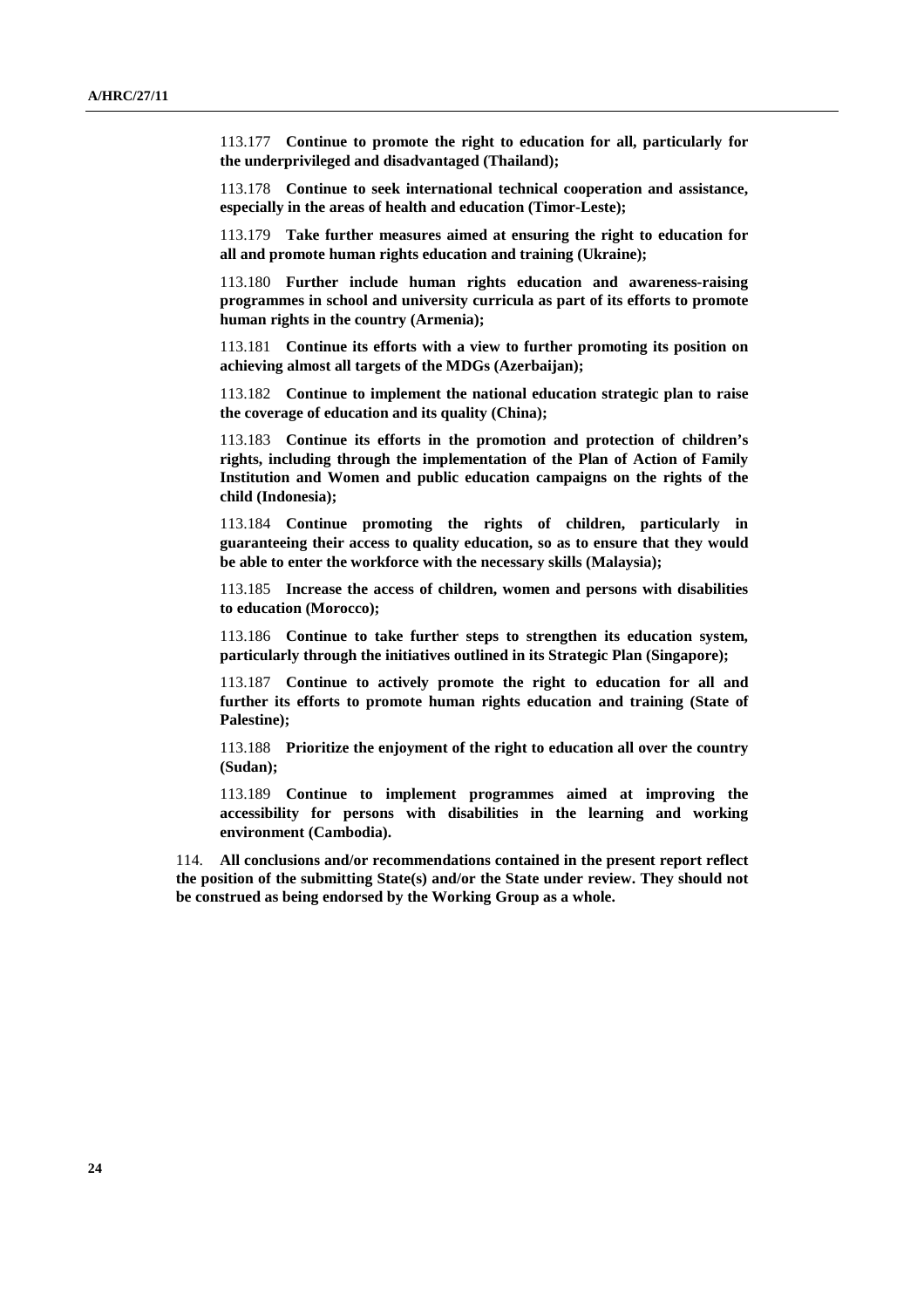113.177 **Continue to promote the right to education for all, particularly for the underprivileged and disadvantaged (Thailand);**

113.178 **Continue to seek international technical cooperation and assistance, especially in the areas of health and education (Timor-Leste);**

113.179 **Take further measures aimed at ensuring the right to education for all and promote human rights education and training (Ukraine);**

113.180 **Further include human rights education and awareness-raising programmes in school and university curricula as part of its efforts to promote human rights in the country (Armenia);**

113.181 **Continue its efforts with a view to further promoting its position on achieving almost all targets of the MDGs (Azerbaijan);**

113.182 **Continue to implement the national education strategic plan to raise the coverage of education and its quality (China);**

113.183 **Continue its efforts in the promotion and protection of children's rights, including through the implementation of the Plan of Action of Family Institution and Women and public education campaigns on the rights of the child (Indonesia);**

113.184 **Continue promoting the rights of children, particularly in guaranteeing their access to quality education, so as to ensure that they would be able to enter the workforce with the necessary skills (Malaysia);**

113.185 **Increase the access of children, women and persons with disabilities to education (Morocco);**

113.186 **Continue to take further steps to strengthen its education system, particularly through the initiatives outlined in its Strategic Plan (Singapore);**

113.187 **Continue to actively promote the right to education for all and further its efforts to promote human rights education and training (State of Palestine);**

113.188 **Prioritize the enjoyment of the right to education all over the country (Sudan);**

113.189 **Continue to implement programmes aimed at improving the accessibility for persons with disabilities in the learning and working environment (Cambodia).**

114. **All conclusions and/or recommendations contained in the present report reflect the position of the submitting State(s) and/or the State under review. They should not be construed as being endorsed by the Working Group as a whole.**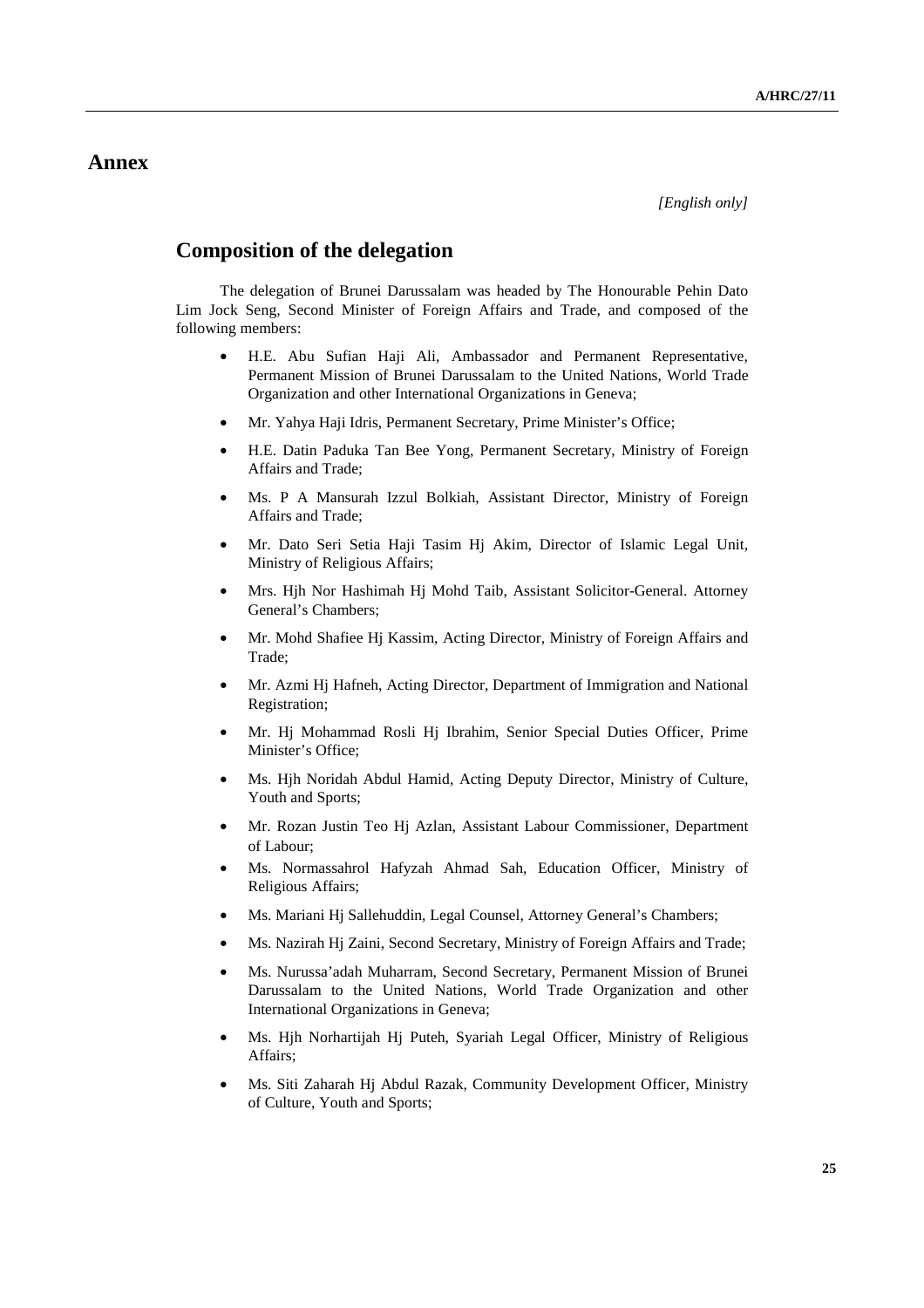# Annex

*[English only]*

## Composition of the delegation

The delegation of Brunei Darussalam was headed by The Honourable Pehin Dato Lim Jock Seng, Second Minister of Foreign Affairs and Trade, and composed of the following members:

- H.E. Abu Sufian Haji Ali, Ambassador and Permanent Representative, Permanent Mission of Brunei Darussalam to the United Nations, World Trade Organization and other International Organizations in Geneva;
- Mr. Yahya Haji Idris, Permanent Secretary, Prime Minister's Office;
- H.E. Datin Paduka Tan Bee Yong, Permanent Secretary, Ministry of Foreign Affairs and Trade;
- Ms. P A Mansurah Izzul Bolkiah, Assistant Director, Ministry of Foreign Affairs and Trade;
- Mr. Dato Seri Setia Haji Tasim Hj Akim, Director of Islamic Legal Unit, Ministry of Religious Affairs;
- Mrs. Hjh Nor Hashimah Hj Mohd Taib, Assistant Solicitor-General. Attorney General's Chambers;
- Mr. Mohd Shafiee Hj Kassim, Acting Director, Ministry of Foreign Affairs and Trade;
- Mr. Azmi Hj Hafneh, Acting Director, Department of Immigration and National Registration;
- Mr. Hj Mohammad Rosli Hj Ibrahim, Senior Special Duties Officer, Prime Minister's Office;
- Ms. Hjh Noridah Abdul Hamid, Acting Deputy Director, Ministry of Culture, Youth and Sports;
- Mr. Rozan Justin Teo Hj Azlan, Assistant Labour Commissioner, Department of Labour;
- Ms. Normassahrol Hafyzah Ahmad Sah, Education Officer, Ministry of Religious Affairs;
- Ms. Mariani Hj Sallehuddin, Legal Counsel, Attorney General's Chambers;
- Ms. Nazirah Hj Zaini, Second Secretary, Ministry of Foreign Affairs and Trade;
- Ms. Nurussa'adah Muharram, Second Secretary, Permanent Mission of Brunei Darussalam to the United Nations, World Trade Organization and other International Organizations in Geneva;
- Ms. Hjh Norhartijah Hj Puteh, Syariah Legal Officer, Ministry of Religious Affairs;
- Ms. Siti Zaharah Hj Abdul Razak, Community Development Officer, Ministry of Culture, Youth and Sports;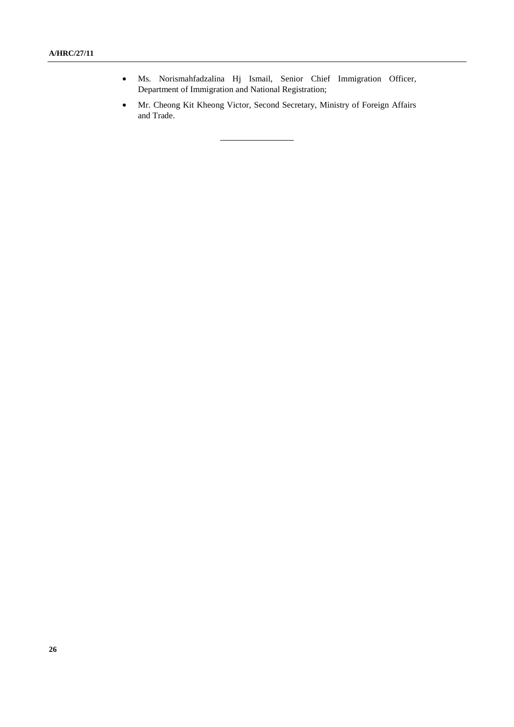- Ms. Norismahfadzalina Hj Ismail, Senior Chief Immigration Officer, Department of Immigration and National Registration;
- Mr. Cheong Kit Kheong Victor, Second Secretary, Ministry of Foreign Affairs and Trade.